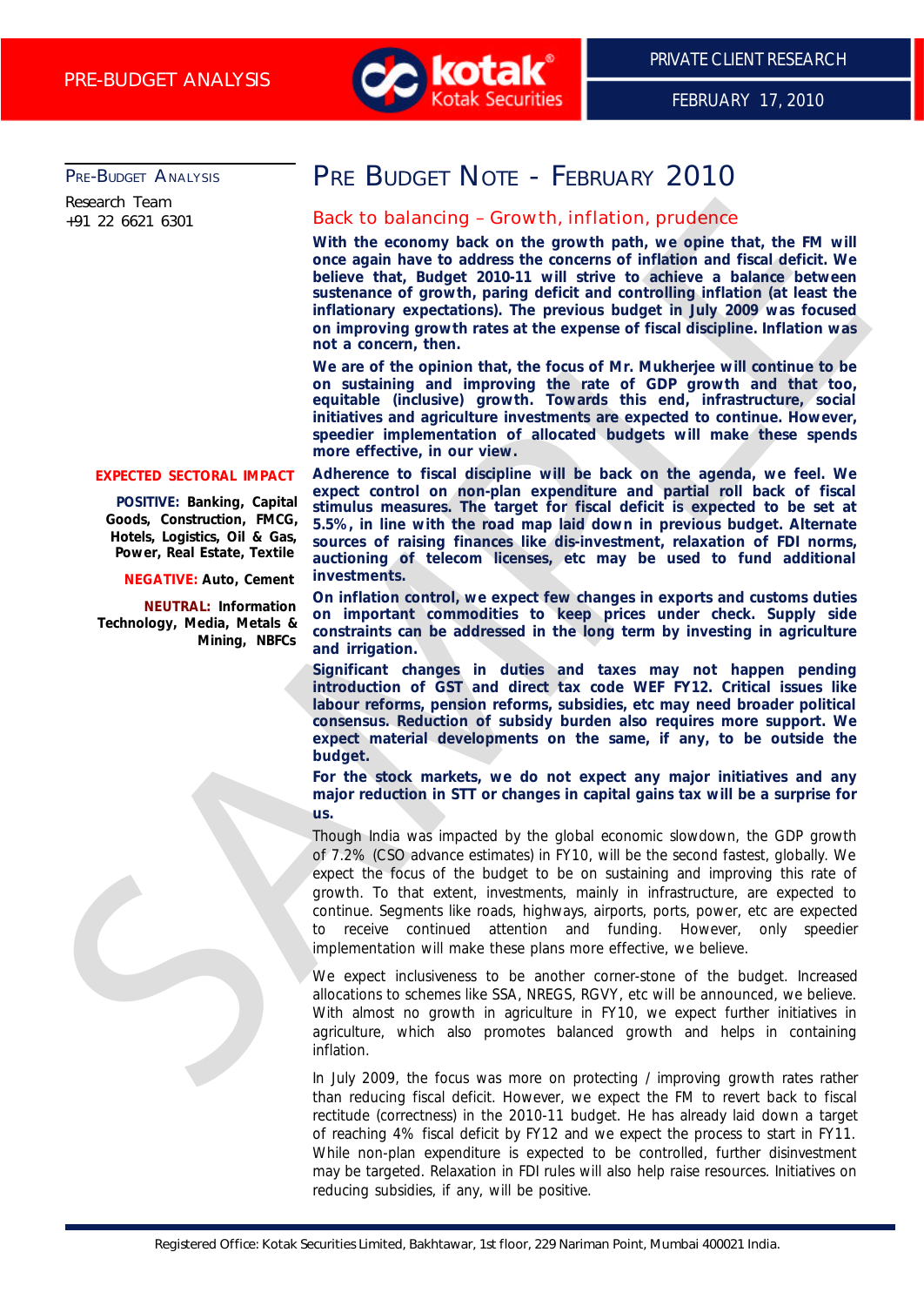PRE-BUDGET ANALYSIS

PRIVATE CLIENT RESEARCH

FEBRUARY 17, 2010

PRE-BUDGET ANALYSIS

Research Team
+91 22 6621 6301

# PRE BUDGET NOTE - FEBRUARY 2010

## Back to balancing – Growth, inflation, prudence

**With the economy back on the growth path, we opine that, the FM will once again have to address the concerns of inflation and fiscal deficit. We believe that, Budget 2010-11 will strive to achieve a balance between sustenance of growth, paring deficit and controlling inflation (at least the inflationary expectations). The previous budget in July 2009 was focused on improving growth rates at the expense of fiscal discipline. Inflation was not a concern, then.**

**We are of the opinion that, the focus of Mr. Mukherjee will continue to be on sustaining and improving the rate of GDP growth and that too, equitable (inclusive) growth. Towards this end, infrastructure, social initiatives and agriculture investments are expected to continue. However, speedier implementation of allocated budgets will make these spends more effective, in our view.**

**EXPECTED SECTORAL IMPACT**

**POSITIVE:** Banking, Capital Goods, Construction, FMCG, Hotels, Logistics, Oil & Gas, Power, Real Estate, Textile

**NEGATIVE:** Auto, Cement

**NEUTRAL:** Information Technology, Media, Metals & Mining, NBFCs

**Adherence to fiscal discipline will be back on the agenda, we feel. We expect control on non-plan expenditure and partial roll back of fiscal stimulus measures. The target for fiscal deficit is expected to be set at 5.5%, in line with the road map laid down in previous budget. Alternate sources of raising finances like dis-investment, relaxation of FDI norms, auctioning of telecom licenses, etc may be used to fund additional investments.**

**On inflation control, we expect few changes in exports and customs duties on important commodities to keep prices under check. Supply side constraints can be addressed in the long term by investing in agriculture and irrigation.**

**Significant changes in duties and taxes may not happen pending introduction of GST and direct tax code WEF FY12. Critical issues like labour reforms, pension reforms, subsidies, etc may need broader political consensus. Reduction of subsidy burden also requires more support. We expect material developments on the same, if any, to be outside the budget.**

**For the stock markets, we do not expect any major initiatives and any major reduction in STT or changes in capital gains tax will be a surprise for us.**

Though India was impacted by the global economic slowdown, the GDP growth of 7.2% (CSO advance estimates) in FY10, will be the second fastest, globally. We expect the focus of the budget to be on sustaining and improving this rate of growth. To that extent, investments, mainly in infrastructure, are expected to continue. Segments like roads, highways, airports, ports, power, etc are expected to receive continued attention and funding. However, only speedier implementation will make these plans more effective, we believe.

We expect inclusiveness to be another corner-stone of the budget. Increased allocations to schemes like SSA, NREGS, RGVY, etc will be announced, we believe. With almost no growth in agriculture in FY10, we expect further initiatives in agriculture, which also promotes balanced growth and helps in containing inflation.

In July 2009, the focus was more on protecting / improving growth rates rather than reducing fiscal deficit. However, we expect the FM to revert back to fiscal rectitude (correctness) in the 2010-11 budget. He has already laid down a target of reaching 4% fiscal deficit by FY12 and we expect the process to start in FY11. While non-plan expenditure is expected to be controlled, further disinvestment may be targeted. Relaxation in FDI rules will also help raise resources. Initiatives on reducing subsidies, if any, will be positive.

Registered Office: Kotak Securities Limited, Bakhtawar, 1st floor, 229 Nariman Point, Mumbai 400021 India.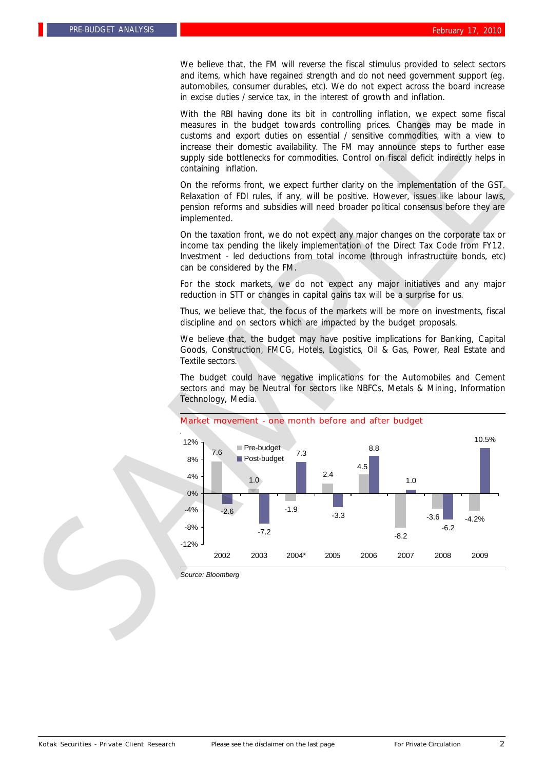We believe that, the FM will reverse the fiscal stimulus provided to select sectors and items, which have regained strength and do not need government support (eg. automobiles, consumer durables, etc). We do not expect across the board increase in excise duties / service tax, in the interest of growth and inflation.

With the RBI having done its bit in controlling inflation, we expect some fiscal measures in the budget towards controlling prices. Changes may be made in customs and export duties on essential / sensitive commodities, with a view to increase their domestic availability. The FM may announce steps to further ease supply side bottlenecks for commodities. Control on fiscal deficit indirectly helps in containing inflation.

On the reforms front, we expect further clarity on the implementation of the GST. Relaxation of FDI rules, if any, will be positive. However, issues like labour laws, pension reforms and subsidies will need broader political consensus before they are implemented.

On the taxation front, we do not expect any major changes on the corporate tax or income tax pending the likely implementation of the Direct Tax Code from FY12. Investment - led deductions from total income (through infrastructure bonds, etc) can be considered by the FM.

For the stock markets, we do not expect any major initiatives and any major reduction in STT or changes in capital gains tax will be a surprise for us.

Thus, we believe that, the focus of the markets will be more on investments, fiscal discipline and on sectors which are impacted by the budget proposals.

We believe that, the budget may have positive implications for Banking, Capital Goods, Construction, FMCG, Hotels, Logistics, Oil & Gas, Power, Real Estate and Textile sectors.

The budget could have negative implications for the Automobiles and Cement sectors and may be Neutral for sectors like NBFCs, Metals & Mining, Information Technology, Media.

**Market movement - one month before and after budget**

| Year | Pre-budget (%) | Post-budget (%) |
|---|---|---|
| 2002 | 7.6 | -2.6 |
| 2003 | 1.0 | -7.2 |
| 2004* | -1.9 | 7.3 |
| 2005 | 2.4 | -3.3 |
| 2006 | 4.5 | 8.8 |
| 2007 | -8.2 | 1.0 |
| 2008 | -3.6 | -6.2 |
| 2009 | -4.2 | 10.5 |

*Source: Bloomberg*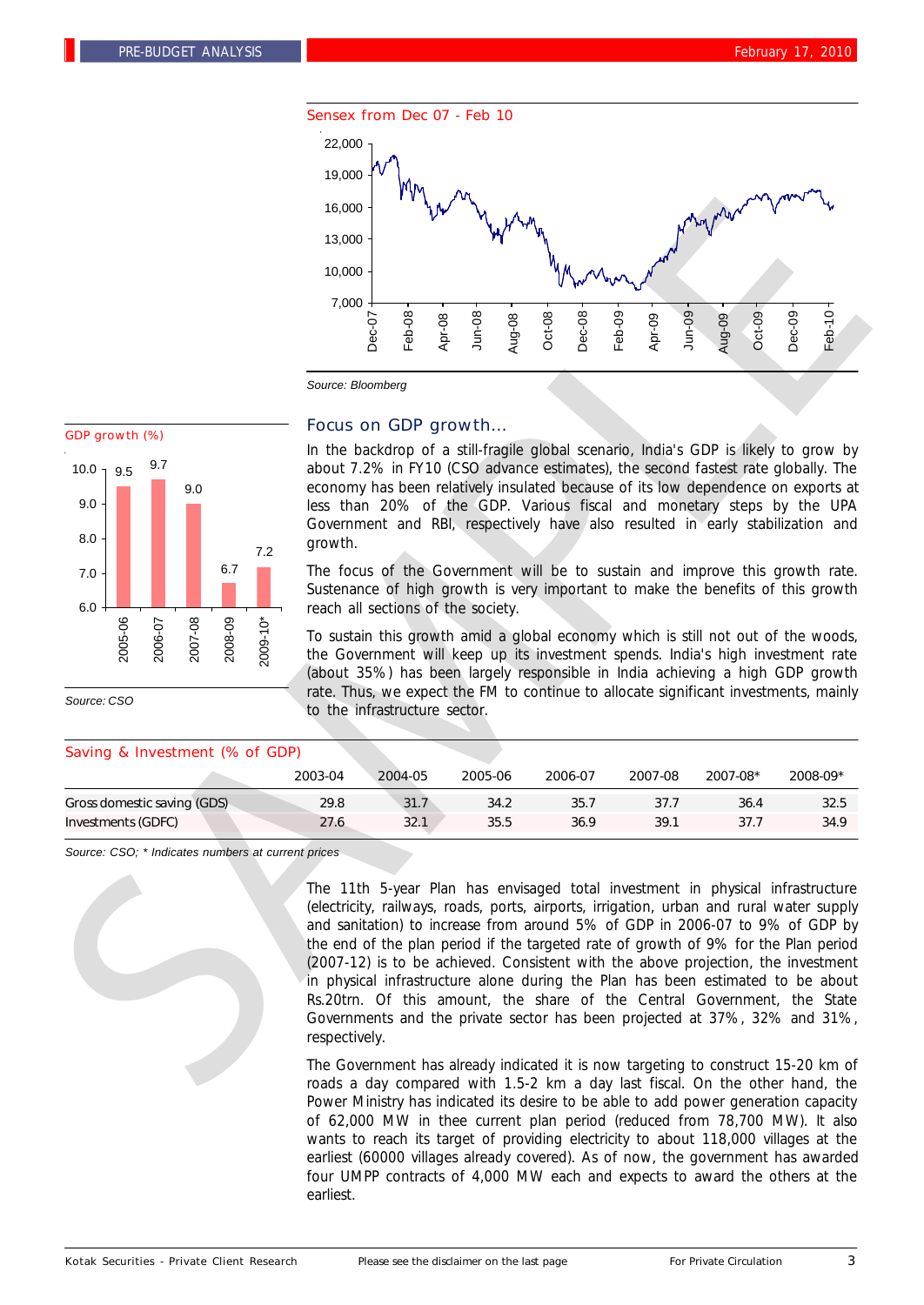Sensex from Dec 07 - Feb 10

Source: Bloomberg

GDP growth (%)

| 2005-06 | 2006-07 | 2007-08 | 2008-09 | 2009-10* |
|---|---|---|---|---|
| 9.5 | 9.7 | 9.0 | 6.7 | 7.2 |

Source: CSO

## Focus on GDP growth...

In the backdrop of a still-fragile global scenario, India's GDP is likely to grow by about 7.2% in FY10 (CSO advance estimates), the second fastest rate globally. The economy has been relatively insulated because of its low dependence on exports at less than 20% of the GDP. Various fiscal and monetary steps by the UPA Government and RBI, respectively have also resulted in early stabilization and growth.

The focus of the Government will be to sustain and improve this growth rate. Sustenance of high growth is very important to make the benefits of this growth reach all sections of the society.

To sustain this growth amid a global economy which is still not out of the woods, the Government will keep up its investment spends. India's high investment rate (about 35%) has been largely responsible in India achieving a high GDP growth rate. Thus, we expect the FM to continue to allocate significant investments, mainly to the infrastructure sector.

Saving & Investment (% of GDP)

| | 2003-04 | 2004-05 | 2005-06 | 2006-07 | 2007-08 | 2007-08* | 2008-09* |
|---|---|---|---|---|---|---|---|
| Gross domestic saving (GDS) | 29.8 | 31.7 | 34.2 | 35.7 | 37.7 | 36.4 | 32.5 |
| Investments (GDFC) | 27.6 | 32.1 | 35.5 | 36.9 | 39.1 | 37.7 | 34.9 |

Source: CSO; * Indicates numbers at current prices

The 11th 5-year Plan has envisaged total investment in physical infrastructure (electricity, railways, roads, ports, airports, irrigation, urban and rural water supply and sanitation) to increase from around 5% of GDP in 2006-07 to 9% of GDP by the end of the plan period if the targeted rate of growth of 9% for the Plan period (2007-12) is to be achieved. Consistent with the above projection, the investment in physical infrastructure alone during the Plan has been estimated to be about Rs.20trn. Of this amount, the share of the Central Government, the State Governments and the private sector has been projected at 37%, 32% and 31%, respectively.

The Government has already indicated it is now targeting to construct 15-20 km of roads a day compared with 1.5-2 km a day last fiscal. On the other hand, the Power Ministry has indicated its desire to be able to add power generation capacity of 62,000 MW in thee current plan period (reduced from 78,700 MW). It also wants to reach its target of providing electricity to about 118,000 villages at the earliest (60000 villages already covered). As of now, the government has awarded four UMPP contracts of 4,000 MW each and expects to award the others at the earliest.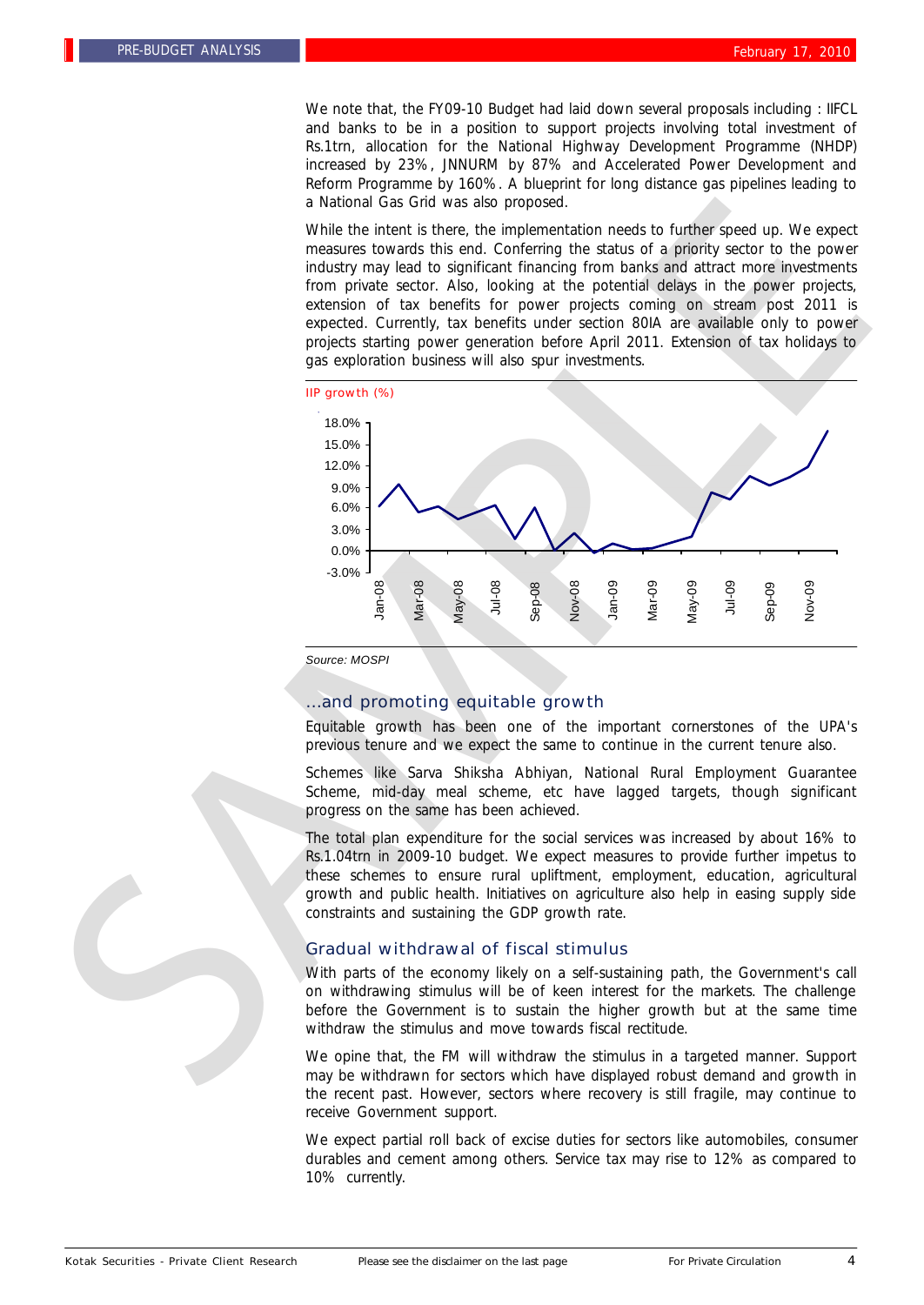We note that, the FY09-10 Budget had laid down several proposals including : IIFCL and banks to be in a position to support projects involving total investment of Rs.1trn, allocation for the National Highway Development Programme (NHDP) increased by 23%, JNNURM by 87% and Accelerated Power Development and Reform Programme by 160%. A blueprint for long distance gas pipelines leading to a National Gas Grid was also proposed.

While the intent is there, the implementation needs to further speed up. We expect measures towards this end. Conferring the status of a priority sector to the power industry may lead to significant financing from banks and attract more investments from private sector. Also, looking at the potential delays in the power projects, extension of tax benefits for power projects coming on stream post 2011 is expected. Currently, tax benefits under section 80IA are available only to power projects starting power generation before April 2011. Extension of tax holidays to gas exploration business will also spur investments.

IIP growth (%)

*Source: MOSPI*

## ...and promoting equitable growth

Equitable growth has been one of the important cornerstones of the UPA's previous tenure and we expect the same to continue in the current tenure also.

Schemes like Sarva Shiksha Abhiyan, National Rural Employment Guarantee Scheme, mid-day meal scheme, etc have lagged targets, though significant progress on the same has been achieved.

The total plan expenditure for the social services was increased by about 16% to Rs.1.04trn in 2009-10 budget. We expect measures to provide further impetus to these schemes to ensure rural upliftment, employment, education, agricultural growth and public health. Initiatives on agriculture also help in easing supply side constraints and sustaining the GDP growth rate.

## Gradual withdrawal of fiscal stimulus

With parts of the economy likely on a self-sustaining path, the Government's call on withdrawing stimulus will be of keen interest for the markets. The challenge before the Government is to sustain the higher growth but at the same time withdraw the stimulus and move towards fiscal rectitude.

We opine that, the FM will withdraw the stimulus in a targeted manner. Support may be withdrawn for sectors which have displayed robust demand and growth in the recent past. However, sectors where recovery is still fragile, may continue to receive Government support.

We expect partial roll back of excise duties for sectors like automobiles, consumer durables and cement among others. Service tax may rise to 12% as compared to 10% currently.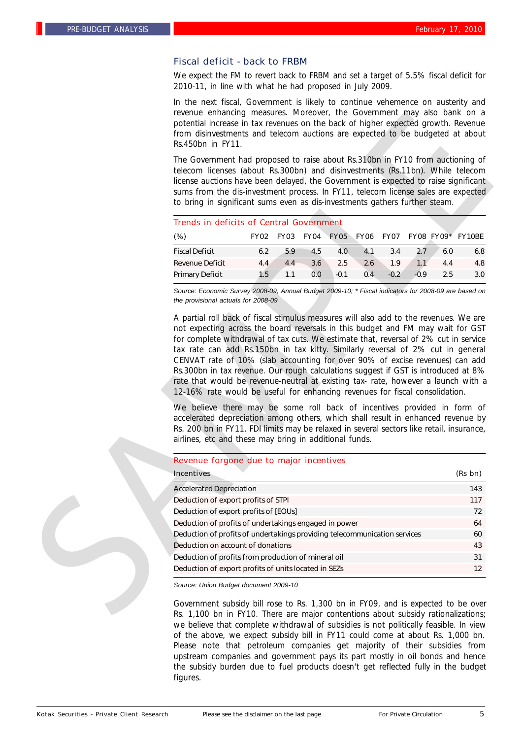## Fiscal deficit - back to FRBM

We expect the FM to revert back to FRBM and set a target of 5.5% fiscal deficit for 2010-11, in line with what he had proposed in July 2009.

In the next fiscal, Government is likely to continue vehemence on austerity and revenue enhancing measures. Moreover, the Government may also bank on a potential increase in tax revenues on the back of higher expected growth. Revenue from disinvestments and telecom auctions are expected to be budgeted at about Rs.450bn in FY11.

The Government had proposed to raise about Rs.310bn in FY10 from auctioning of telecom licenses (about Rs.300bn) and disinvestments (Rs.11bn). While telecom license auctions have been delayed, the Government is expected to raise significant sums from the dis-investment process. In FY11, telecom license sales are expected to bring in significant sums even as dis-investments gathers further steam.

**Trends in deficits of Central Government**

| (%) | FY02 | FY03 | FY04 | FY05 | FY06 | FY07 | FY08 | FY09* | FY10BE |
|---|---|---|---|---|---|---|---|---|---|
| Fiscal Deficit | 6.2 | 5.9 | 4.5 | 4.0 | 4.1 | 3.4 | 2.7 | 6.0 | 6.8 |
| Revenue Deficit | 4.4 | 4.4 | 3.6 | 2.5 | 2.6 | 1.9 | 1.1 | 4.4 | 4.8 |
| Primary Deficit | 1.5 | 1.1 | 0.0 | -0.1 | 0.4 | -0.2 | -0.9 | 2.5 | 3.0 |

*Source: Economic Survey 2008-09, Annual Budget 2009-10; * Fiscal indicators for 2008-09 are based on the provisional actuals for 2008-09*

A partial roll back of fiscal stimulus measures will also add to the revenues. We are not expecting across the board reversals in this budget and FM may wait for GST for complete withdrawal of tax cuts. We estimate that, reversal of 2% cut in service tax rate can add Rs.150bn in tax kitty. Similarly reversal of 2% cut in general CENVAT rate of 10% (slab accounting for over 90% of excise revenues) can add Rs.300bn in tax revenue. Our rough calculations suggest if GST is introduced at 8% rate that would be revenue-neutral at existing tax- rate, however a launch with a 12-16% rate would be useful for enhancing revenues for fiscal consolidation.

We believe there may be some roll back of incentives provided in form of accelerated depreciation among others, which shall result in enhanced revenue by Rs. 200 bn in FY11. FDI limits may be relaxed in several sectors like retail, insurance, airlines, etc and these may bring in additional funds.

**Revenue forgone due to major incentives**

| Incentives | (Rs bn) |
|---|---|
| Accelerated Depreciation | 143 |
| Deduction of export profits of STPI | 117 |
| Deduction of export profits of [EOUs] | 72 |
| Deduction of profits of undertakings engaged in power | 64 |
| Deduction of profits of undertakings providing telecommunication services | 60 |
| Deduction on account of donations | 43 |
| Deduction of profits from production of mineral oil | 31 |
| Deduction of export profits of units located in SEZs | 12 |

*Source: Union Budget document 2009-10*

Government subsidy bill rose to Rs. 1,300 bn in FY09, and is expected to be over Rs. 1,100 bn in FY10. There are major contentions about subsidy rationalizations; we believe that complete withdrawal of subsidies is not politically feasible. In view of the above, we expect subsidy bill in FY11 could come at about Rs. 1,000 bn. Please note that petroleum companies get majority of their subsidies from upstream companies and government pays its part mostly in oil bonds and hence the subsidy burden due to fuel products doesn't get reflected fully in the budget figures.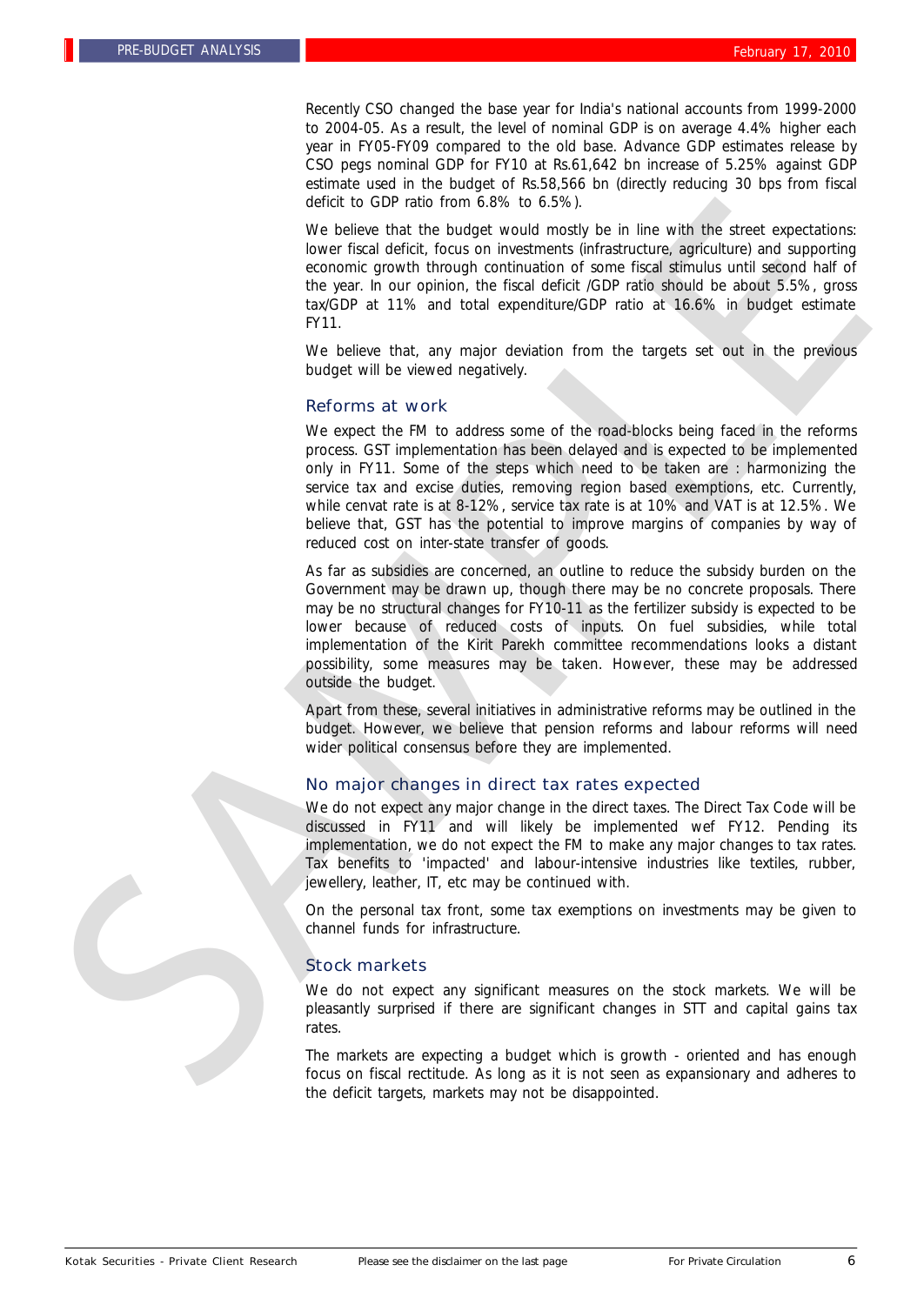Recently CSO changed the base year for India's national accounts from 1999-2000 to 2004-05. As a result, the level of nominal GDP is on average 4.4% higher each year in FY05-FY09 compared to the old base. Advance GDP estimates release by CSO pegs nominal GDP for FY10 at Rs.61,642 bn increase of 5.25% against GDP estimate used in the budget of Rs.58,566 bn (directly reducing 30 bps from fiscal deficit to GDP ratio from 6.8% to 6.5%).

We believe that the budget would mostly be in line with the street expectations: lower fiscal deficit, focus on investments (infrastructure, agriculture) and supporting economic growth through continuation of some fiscal stimulus until second half of the year. In our opinion, the fiscal deficit /GDP ratio should be about 5.5%, gross tax/GDP at 11% and total expenditure/GDP ratio at 16.6% in budget estimate FY11.

We believe that, any major deviation from the targets set out in the previous budget will be viewed negatively.

## Reforms at work

We expect the FM to address some of the road-blocks being faced in the reforms process. GST implementation has been delayed and is expected to be implemented only in FY11. Some of the steps which need to be taken are : harmonizing the service tax and excise duties, removing region based exemptions, etc. Currently, while cenvat rate is at 8-12%, service tax rate is at 10% and VAT is at 12.5%. We believe that, GST has the potential to improve margins of companies by way of reduced cost on inter-state transfer of goods.

As far as subsidies are concerned, an outline to reduce the subsidy burden on the Government may be drawn up, though there may be no concrete proposals. There may be no structural changes for FY10-11 as the fertilizer subsidy is expected to be lower because of reduced costs of inputs. On fuel subsidies, while total implementation of the Kirit Parekh committee recommendations looks a distant possibility, some measures may be taken. However, these may be addressed outside the budget.

Apart from these, several initiatives in administrative reforms may be outlined in the budget. However, we believe that pension reforms and labour reforms will need wider political consensus before they are implemented.

## No major changes in direct tax rates expected

We do not expect any major change in the direct taxes. The Direct Tax Code will be discussed in FY11 and will likely be implemented wef FY12. Pending its implementation, we do not expect the FM to make any major changes to tax rates. Tax benefits to 'impacted' and labour-intensive industries like textiles, rubber, jewellery, leather, IT, etc may be continued with.

On the personal tax front, some tax exemptions on investments may be given to channel funds for infrastructure.

## Stock markets

We do not expect any significant measures on the stock markets. We will be pleasantly surprised if there are significant changes in STT and capital gains tax rates.

The markets are expecting a budget which is growth - oriented and has enough focus on fiscal rectitude. As long as it is not seen as expansionary and adheres to the deficit targets, markets may not be disappointed.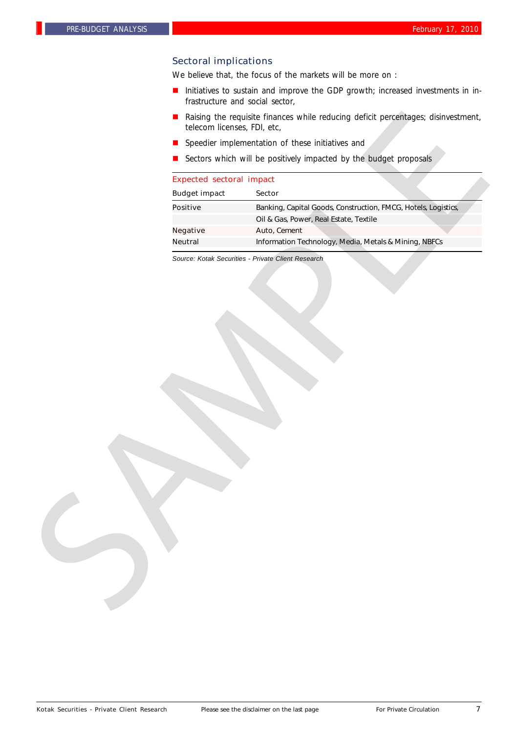## Sectoral implications

We believe that, the focus of the markets will be more on :

- Initiatives to sustain and improve the GDP growth; increased investments in infrastructure and social sector,
- Raising the requisite finances while reducing deficit percentages; disinvestment, telecom licenses, FDI, etc,
- Speedier implementation of these initiatives and
- Sectors which will be positively impacted by the budget proposals

**Expected sectoral impact**

| Budget impact | Sector |
|---|---|
| Positive | Banking, Capital Goods, Construction, FMCG, Hotels, Logistics, Oil & Gas, Power, Real Estate, Textile |
| Negative | Auto, Cement |
| Neutral | Information Technology, Media, Metals & Mining, NBFCs |

*Source: Kotak Securities - Private Client Research*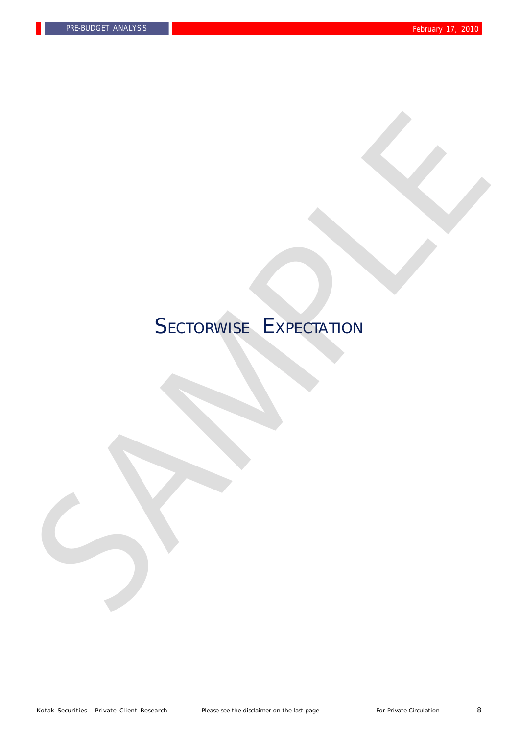# SECTORWISE EXPECTATION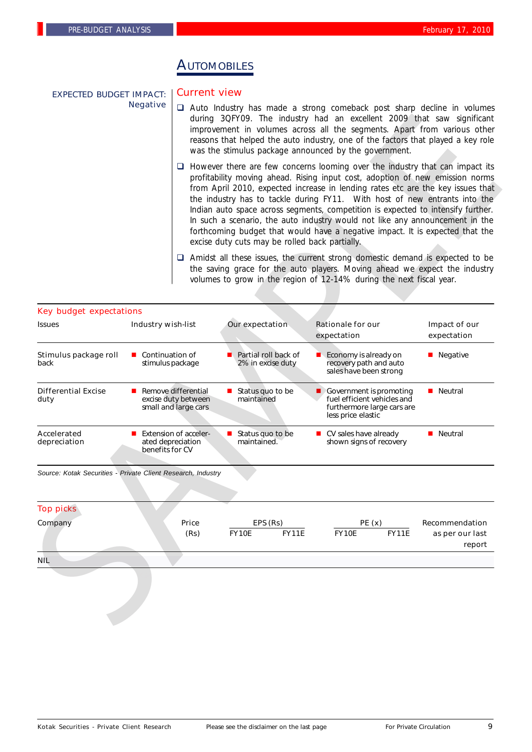# AUTOMOBILES

**EXPECTED BUDGET IMPACT:** Negative

## Current view

- Auto Industry has made a strong comeback post sharp decline in volumes during 3QFY09. The industry had an excellent 2009 that saw significant improvement in volumes across all the segments. Apart from various other reasons that helped the auto industry, one of the factors that played a key role was the stimulus package announced by the government.
- However there are few concerns looming over the industry that can impact its profitability moving ahead. Rising input cost, adoption of new emission norms from April 2010, expected increase in lending rates etc are the key issues that the industry has to tackle during FY11. With host of new entrants into the Indian auto space across segments, competition is expected to intensify further. In such a scenario, the auto industry would not like any announcement in the forthcoming budget that would have a negative impact. It is expected that the excise duty cuts may be rolled back partially.
- Amidst all these issues, the current strong domestic demand is expected to be the saving grace for the auto players. Moving ahead we expect the industry volumes to grow in the region of 12-14% during the next fiscal year.

## Key budget expectations

| Issues | Industry wish-list | Our expectation | Rationale for our expectation | Impact of our expectation |
|---|---|---|---|---|
| Stimulus package roll back | Continuation of stimulus package | Partial roll back of 2% in excise duty | Economy is already on recovery path and auto sales have been strong | Negative |
| Differential Excise duty | Remove differential excise duty between small and large cars | Status quo to be maintained | Government is promoting fuel efficient vehicles and furthermore large cars are less price elastic | Neutral |
| Accelerated depreciation | Extension of accelerated depreciation benefits for CV | Status quo to be maintained. | CV sales have already shown signs of recovery | Neutral |

*Source: Kotak Securities - Private Client Research, Industry*

## Top picks

| Company | Price (Rs) | EPS (Rs) FY10E | EPS (Rs) FY11E | PE (x) FY10E | PE (x) FY11E | Recommendation as per our last report |
|---|---|---|---|---|---|---|
| NIL | | | | | | |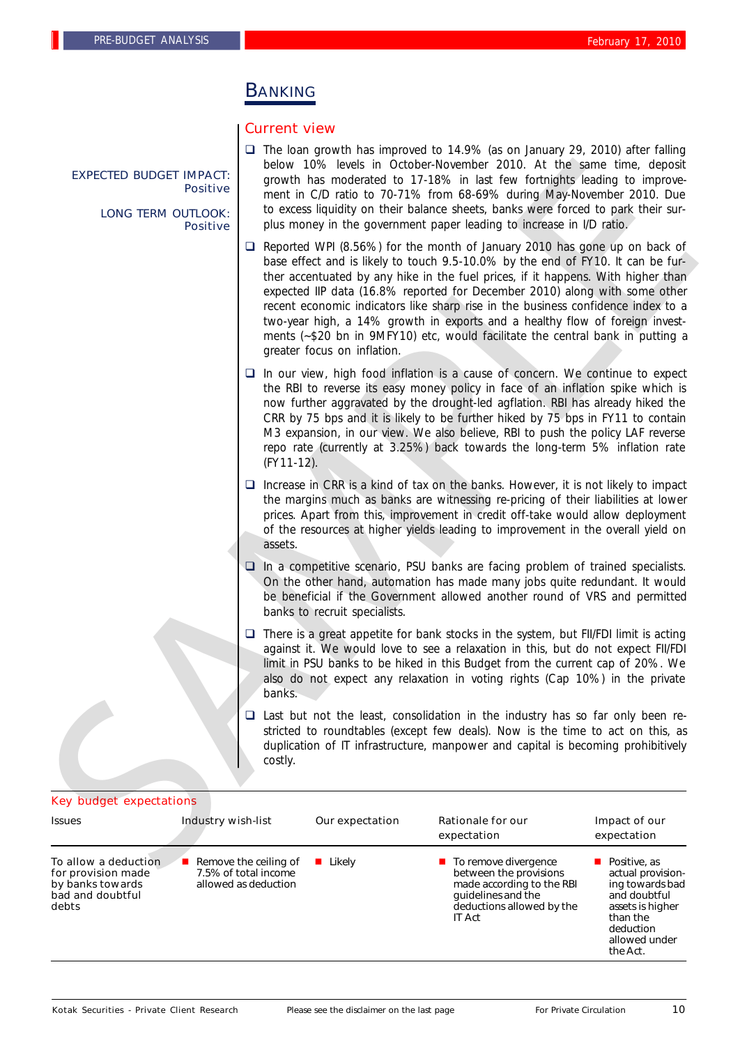# BANKING

EXPECTED BUDGET IMPACT: Positive

LONG TERM OUTLOOK: Positive

## Current view

- The loan growth has improved to 14.9% (as on January 29, 2010) after falling below 10% levels in October-November 2010. At the same time, deposit growth has moderated to 17-18% in last few fortnights leading to improvement in C/D ratio to 70-71% from 68-69% during May-November 2010. Due to excess liquidity on their balance sheets, banks were forced to park their surplus money in the government paper leading to increase in I/D ratio.
- Reported WPI (8.56%) for the month of January 2010 has gone up on back of base effect and is likely to touch 9.5-10.0% by the end of FY10. It can be further accentuated by any hike in the fuel prices, if it happens. With higher than expected IIP data (16.8% reported for December 2010) along with some other recent economic indicators like sharp rise in the business confidence index to a two-year high, a 14% growth in exports and a healthy flow of foreign investments (~$20 bn in 9MFY10) etc, would facilitate the central bank in putting a greater focus on inflation.
- In our view, high food inflation is a cause of concern. We continue to expect the RBI to reverse its easy money policy in face of an inflation spike which is now further aggravated by the drought-led agflation. RBI has already hiked the CRR by 75 bps and it is likely to be further hiked by 75 bps in FY11 to contain M3 expansion, in our view. We also believe, RBI to push the policy LAF reverse repo rate (currently at 3.25%) back towards the long-term 5% inflation rate (FY11-12).
- Increase in CRR is a kind of tax on the banks. However, it is not likely to impact the margins much as banks are witnessing re-pricing of their liabilities at lower prices. Apart from this, improvement in credit off-take would allow deployment of the resources at higher yields leading to improvement in the overall yield on assets.
- In a competitive scenario, PSU banks are facing problem of trained specialists. On the other hand, automation has made many jobs quite redundant. It would be beneficial if the Government allowed another round of VRS and permitted banks to recruit specialists.
- There is a great appetite for bank stocks in the system, but FII/FDI limit is acting against it. We would love to see a relaxation in this, but do not expect FII/FDI limit in PSU banks to be hiked in this Budget from the current cap of 20%. We also do not expect any relaxation in voting rights (Cap 10%) in the private banks.
- Last but not the least, consolidation in the industry has so far only been restricted to roundtables (except few deals). Now is the time to act on this, as duplication of IT infrastructure, manpower and capital is becoming prohibitively costly.

## Key budget expectations

| Issues | Industry wish-list | Our expectation | Rationale for our expectation | Impact of our expectation |
|---|---|---|---|---|
| To allow a deduction for provision made by banks towards bad and doubtful debts | Remove the ceiling of 7.5% of total income allowed as deduction | Likely | To remove divergence between the provisions made according to the RBI guidelines and the deductions allowed by the IT Act | Positive, as actual provisioning towards bad and doubtful assets is higher than the deduction allowed under the Act. |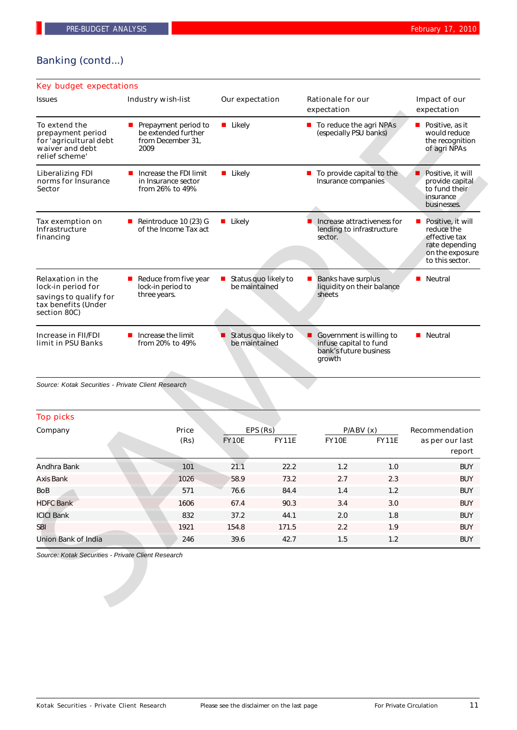## Banking (contd...)

### Key budget expectations

| Issues | Industry wish-list | Our expectation | Rationale for our expectation | Impact of our expectation |
|---|---|---|---|---|
| To extend the prepayment period for 'agricultural debt waiver and debt relief scheme' | Prepayment period to be extended further from December 31, 2009 | Likely | To reduce the agri NPAs (especially PSU banks) | Positive, as it would reduce the recognition of agri NPAs |
| Liberalizing FDI norms for Insurance Sector | Increase the FDI limit in Insurance sector from 26% to 49% | Likely | To provide capital to the Insurance companies | Positive, it will provide capital to fund their insurance businesses. |
| Tax exemption on Infrastructure financing | Reintroduce 10 (23) G of the Income Tax act | Likely | Increase attractiveness for lending to infrastructure sector. | Positive, it will reduce the effective tax rate depending on the exposure to this sector. |
| Relaxation in the lock-in period for savings to qualify for tax benefits (Under section 80C) | Reduce from five year lock-in period to three years. | Status quo likely to be maintained | Banks have surplus liquidity on their balance sheets | Neutral |
| Increase in FII/FDI limit in PSU Banks | Increase the limit from 20% to 49% | Status quo likely to be maintained | Government is willing to infuse capital to fund bank's future business growth | Neutral |

*Source: Kotak Securities - Private Client Research*

### Top picks

| Company | Price (Rs) | EPS (Rs) | | P/ABV (x) | | Recommendation as per our last report |
|---|---|---|---|---|---|---|
| | | FY10E | FY11E | FY10E | FY11E | |
| Andhra Bank | 101 | 21.1 | 22.2 | 1.2 | 1.0 | BUY |
| Axis Bank | 1026 | 58.9 | 73.2 | 2.7 | 2.3 | BUY |
| BoB | 571 | 76.6 | 84.4 | 1.4 | 1.2 | BUY |
| HDFC Bank | 1606 | 67.4 | 90.3 | 3.4 | 3.0 | BUY |
| ICICI Bank | 832 | 37.2 | 44.1 | 2.0 | 1.8 | BUY |
| SBI | 1921 | 154.8 | 171.5 | 2.2 | 1.9 | BUY |
| Union Bank of India | 246 | 39.6 | 42.7 | 1.5 | 1.2 | BUY |

*Source: Kotak Securities - Private Client Research*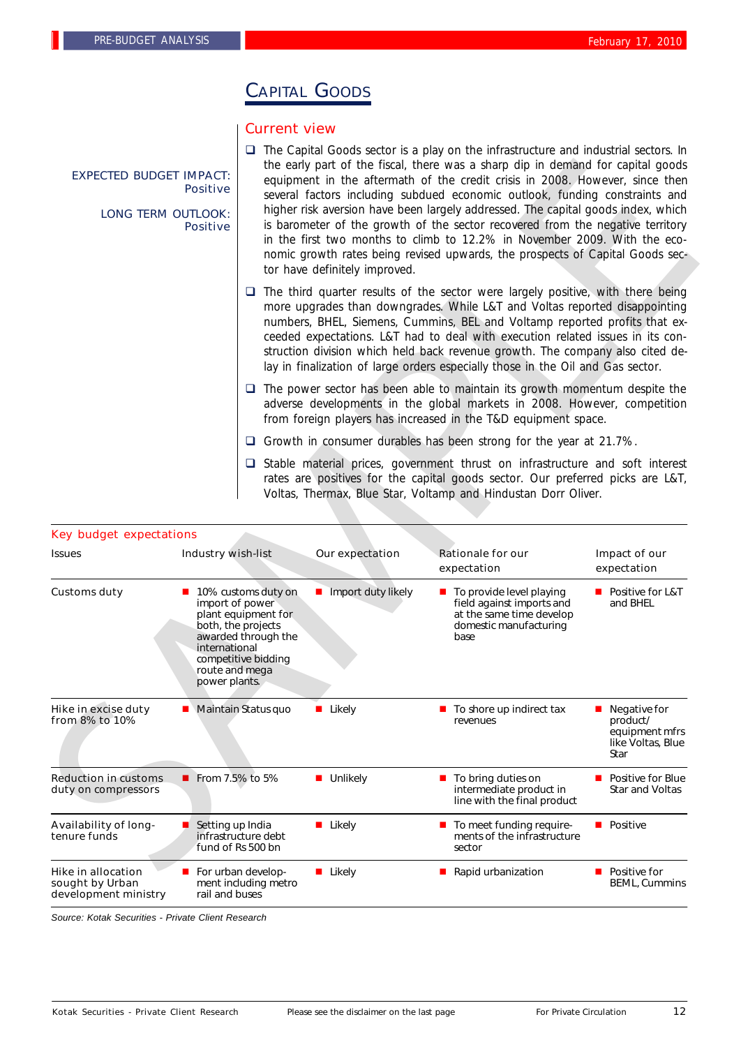# CAPITAL GOODS

EXPECTED BUDGET IMPACT: Positive

LONG TERM OUTLOOK: Positive

## Current view

- The Capital Goods sector is a play on the infrastructure and industrial sectors. In the early part of the fiscal, there was a sharp dip in demand for capital goods equipment in the aftermath of the credit crisis in 2008. However, since then several factors including subdued economic outlook, funding constraints and higher risk aversion have been largely addressed. The capital goods index, which is barometer of the growth of the sector recovered from the negative territory in the first two months to climb to 12.2% in November 2009. With the economic growth rates being revised upwards, the prospects of Capital Goods sector have definitely improved.
- The third quarter results of the sector were largely positive, with there being more upgrades than downgrades. While L&T and Voltas reported disappointing numbers, BHEL, Siemens, Cummins, BEL and Voltamp reported profits that exceeded expectations. L&T had to deal with execution related issues in its construction division which held back revenue growth. The company also cited delay in finalization of large orders especially those in the Oil and Gas sector.
- The power sector has been able to maintain its growth momentum despite the adverse developments in the global markets in 2008. However, competition from foreign players has increased in the T&D equipment space.
- Growth in consumer durables has been strong for the year at 21.7%.
- Stable material prices, government thrust on infrastructure and soft interest rates are positives for the capital goods sector. Our preferred picks are L&T, Voltas, Thermax, Blue Star, Voltamp and Hindustan Dorr Oliver.

## Key budget expectations

| Issues | Industry wish-list | Our expectation | Rationale for our expectation | Impact of our expectation |
|---|---|---|---|---|
| Customs duty | 10% customs duty on import of power plant equipment for both, the projects awarded through the international competitive bidding route and mega power plants. | Import duty likely | To provide level playing field against imports and at the same time develop domestic manufacturing base | Positive for L&T and BHEL |
| Hike in excise duty from 8% to 10% | Maintain Status quo | Likely | To shore up indirect tax revenues | Negative for product/ equipment mfrs like Voltas, Blue Star |
| Reduction in customs duty on compressors | From 7.5% to 5% | Unlikely | To bring duties on intermediate product in line with the final product | Positive for Blue Star and Voltas |
| Availability of long-tenure funds | Setting up India infrastructure debt fund of Rs 500 bn | Likely | To meet funding requirements of the infrastructure sector | Positive |
| Hike in allocation sought by Urban development ministry | For urban development including metro rail and buses | Likely | Rapid urbanization | Positive for BEML, Cummins |

*Source: Kotak Securities - Private Client Research*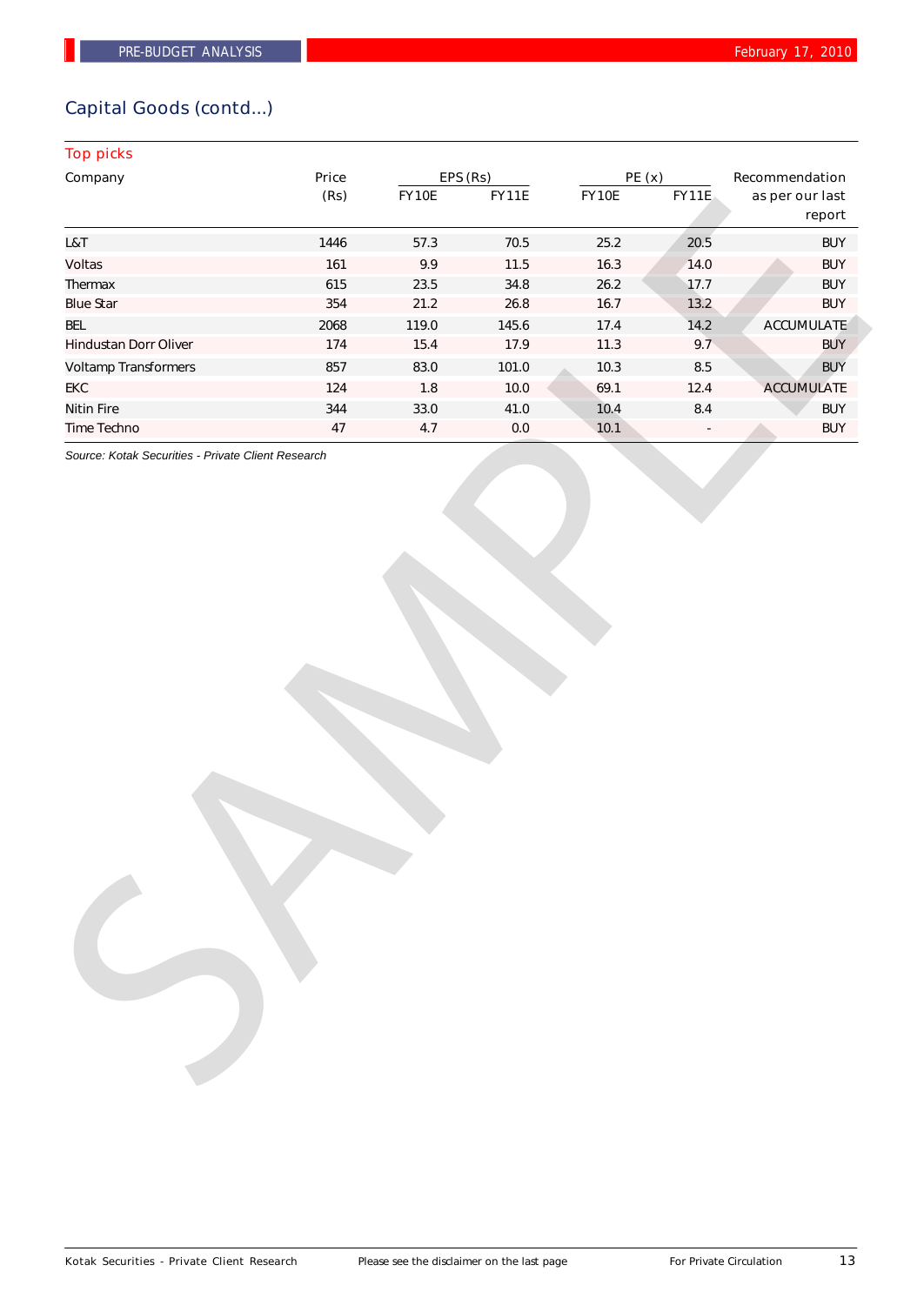## Capital Goods (contd...)

### Top picks

| Company | Price (Rs) | EPS (Rs) | | PE (x) | | Recommendation as per our last report |
|---|---|---|---|---|---|---|
| | | FY10E | FY11E | FY10E | FY11E | |
| L&T | 1446 | 57.3 | 70.5 | 25.2 | 20.5 | BUY |
| Voltas | 161 | 9.9 | 11.5 | 16.3 | 14.0 | BUY |
| Thermax | 615 | 23.5 | 34.8 | 26.2 | 17.7 | BUY |
| Blue Star | 354 | 21.2 | 26.8 | 16.7 | 13.2 | BUY |
| BEL | 2068 | 119.0 | 145.6 | 17.4 | 14.2 | ACCUMULATE |
| Hindustan Dorr Oliver | 174 | 15.4 | 17.9 | 11.3 | 9.7 | BUY |
| Voltamp Transformers | 857 | 83.0 | 101.0 | 10.3 | 8.5 | BUY |
| EKC | 124 | 1.8 | 10.0 | 69.1 | 12.4 | ACCUMULATE |
| Nitin Fire | 344 | 33.0 | 41.0 | 10.4 | 8.4 | BUY |
| Time Techno | 47 | 4.7 | 0.0 | 10.1 | - | BUY |

*Source: Kotak Securities - Private Client Research*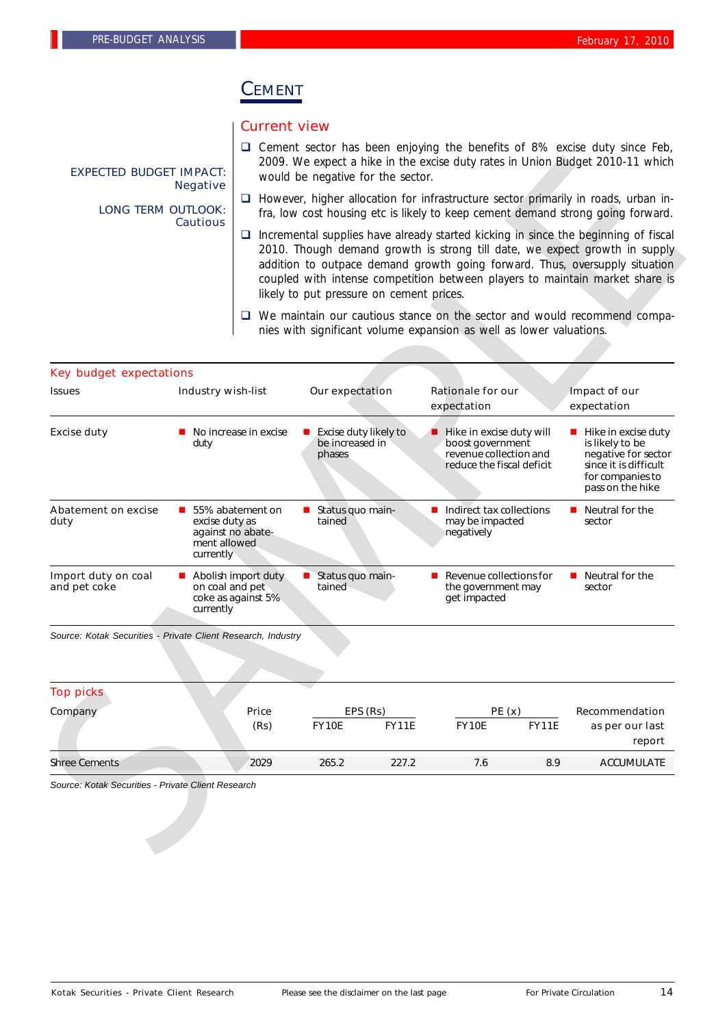# CEMENT

EXPECTED BUDGET IMPACT: Negative

LONG TERM OUTLOOK: Cautious

## Current view

- Cement sector has been enjoying the benefits of 8% excise duty since Feb, 2009. We expect a hike in the excise duty rates in Union Budget 2010-11 which would be negative for the sector.
- However, higher allocation for infrastructure sector primarily in roads, urban infra, low cost housing etc is likely to keep cement demand strong going forward.
- Incremental supplies have already started kicking in since the beginning of fiscal 2010. Though demand growth is strong till date, we expect growth in supply addition to outpace demand growth going forward. Thus, oversupply situation coupled with intense competition between players to maintain market share is likely to put pressure on cement prices.
- We maintain our cautious stance on the sector and would recommend companies with significant volume expansion as well as lower valuations.

## Key budget expectations

| Issues | Industry wish-list | Our expectation | Rationale for our expectation | Impact of our expectation |
|---|---|---|---|---|
| Excise duty | No increase in excise duty | Excise duty likely to be increased in phases | Hike in excise duty will boost government revenue collection and reduce the fiscal deficit | Hike in excise duty is likely to be negative for sector since it is difficult for companies to pass on the hike |
| Abatement on excise duty | 55% abatement on excise duty as against no abatement allowed currently | Status quo maintained | Indirect tax collections may be impacted negatively | Neutral for the sector |
| Import duty on coal and pet coke | Abolish import duty on coal and pet coke as against 5% currently | Status quo maintained | Revenue collections for the government may get impacted | Neutral for the sector |

*Source: Kotak Securities - Private Client Research, Industry*

## Top picks

| Company | Price (Rs) | EPS (Rs) FY10E | EPS (Rs) FY11E | PE (x) FY10E | PE (x) FY11E | Recommendation as per our last report |
|---|---|---|---|---|---|---|
| Shree Cements | 2029 | 265.2 | 227.2 | 7.6 | 8.9 | ACCUMULATE |

*Source: Kotak Securities - Private Client Research*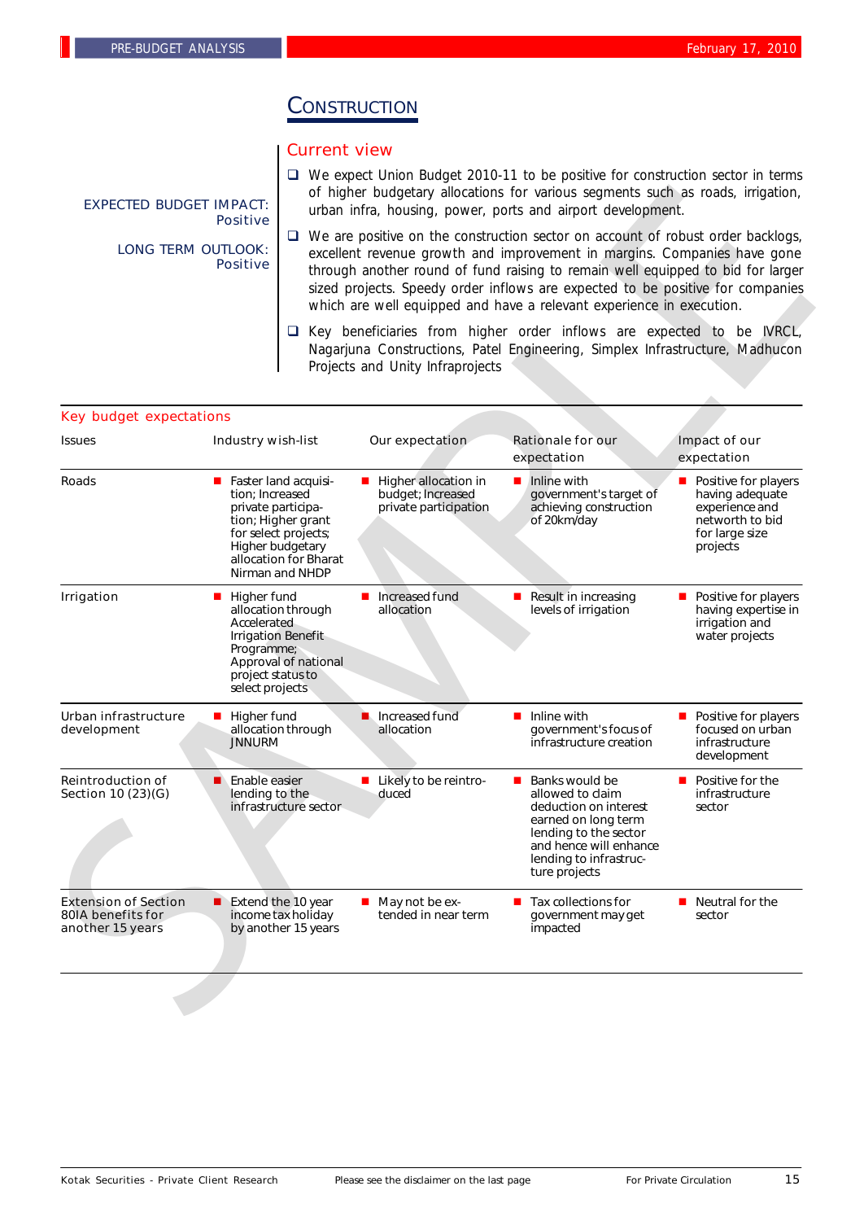# Construction

EXPECTED BUDGET IMPACT: Positive

LONG TERM OUTLOOK: Positive

## Current view

- We expect Union Budget 2010-11 to be positive for construction sector in terms of higher budgetary allocations for various segments such as roads, irrigation, urban infra, housing, power, ports and airport development.
- We are positive on the construction sector on account of robust order backlogs, excellent revenue growth and improvement in margins. Companies have gone through another round of fund raising to remain well equipped to bid for larger sized projects. Speedy order inflows are expected to be positive for companies which are well equipped and have a relevant experience in execution.
- Key beneficiaries from higher order inflows are expected to be IVRCL, Nagarjuna Constructions, Patel Engineering, Simplex Infrastructure, Madhucon Projects and Unity Infraprojects

## Key budget expectations

| Issues | Industry wish-list | Our expectation | Rationale for our expectation | Impact of our expectation |
|---|---|---|---|---|
| Roads | Faster land acquisition; Increased private participation; Higher grant for select projects; Higher budgetary allocation for Bharat Nirman and NHDP | Higher allocation in budget; Increased private participation | Inline with government's target of achieving construction of 20km/day | Positive for players having adequate experience and networth to bid for large size projects |
| Irrigation | Higher fund allocation through Accelerated Irrigation Benefit Programme; Approval of national project status to select projects | Increased fund allocation | Result in increasing levels of irrigation | Positive for players having expertise in irrigation and water projects |
| Urban infrastructure development | Higher fund allocation through JNNURM | Increased fund allocation | Inline with government's focus of infrastructure creation | Positive for players focused on urban infrastructure development |
| Reintroduction of Section 10 (23)(G) | Enable easier lending to the infrastructure sector | Likely to be reintroduced | Banks would be allowed to claim deduction on interest earned on long term lending to the sector and hence will enhance lending to infrastructure projects | Positive for the infrastructure sector |
| Extension of Section 80IA benefits for another 15 years | Extend the 10 year income tax holiday by another 15 years | May not be extended in near term | Tax collections for government may get impacted | Neutral for the sector |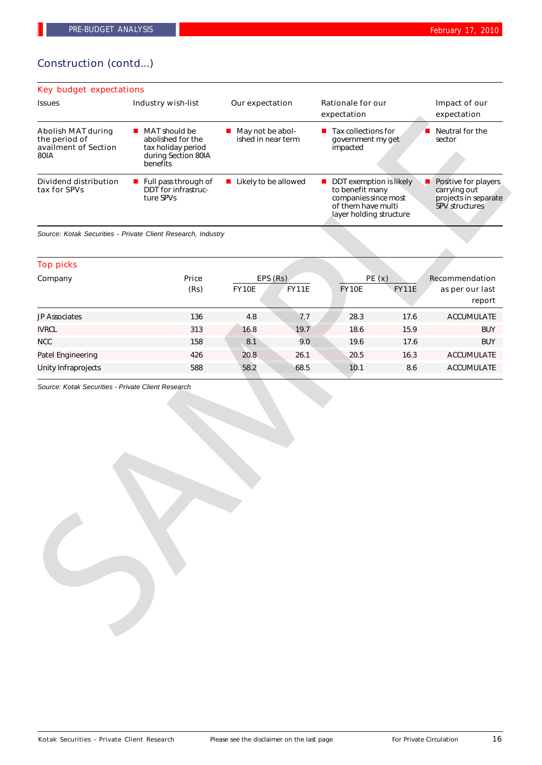## Construction (contd...)

### Key budget expectations

| Issues | Industry wish-list | Our expectation | Rationale for our expectation | Impact of our expectation |
|---|---|---|---|---|
| Abolish MAT during the period of availment of Section 80IA | ■ MAT should be abolished for the tax holiday period during Section 80IA benefits | ■ May not be abolished in near term | ■ Tax collections for government my get impacted | ■ Neutral for the sector |
| Dividend distribution tax for SPVs | ■ Full pass through of DDT for infrastructure SPVs | ■ Likely to be allowed | ■ DDT exemption is likely to benefit many companies since most of them have multi layer holding structure | ■ Positive for players carrying out projects in separate SPV structures |

*Source: Kotak Securities - Private Client Research, Industry*

### Top picks

| Company | Price (Rs) | EPS (Rs) | | PE (x) | | Recommendation as per our last report |
|---|---|---|---|---|---|---|
| | | FY10E | FY11E | FY10E | FY11E | |
| JP Associates | 136 | 4.8 | 7.7 | 28.3 | 17.6 | ACCUMULATE |
| IVRCL | 313 | 16.8 | 19.7 | 18.6 | 15.9 | BUY |
| NCC | 158 | 8.1 | 9.0 | 19.6 | 17.6 | BUY |
| Patel Engineering | 426 | 20.8 | 26.1 | 20.5 | 16.3 | ACCUMULATE |
| Unity Infraprojects | 588 | 58.2 | 68.5 | 10.1 | 8.6 | ACCUMULATE |

*Source: Kotak Securities - Private Client Research*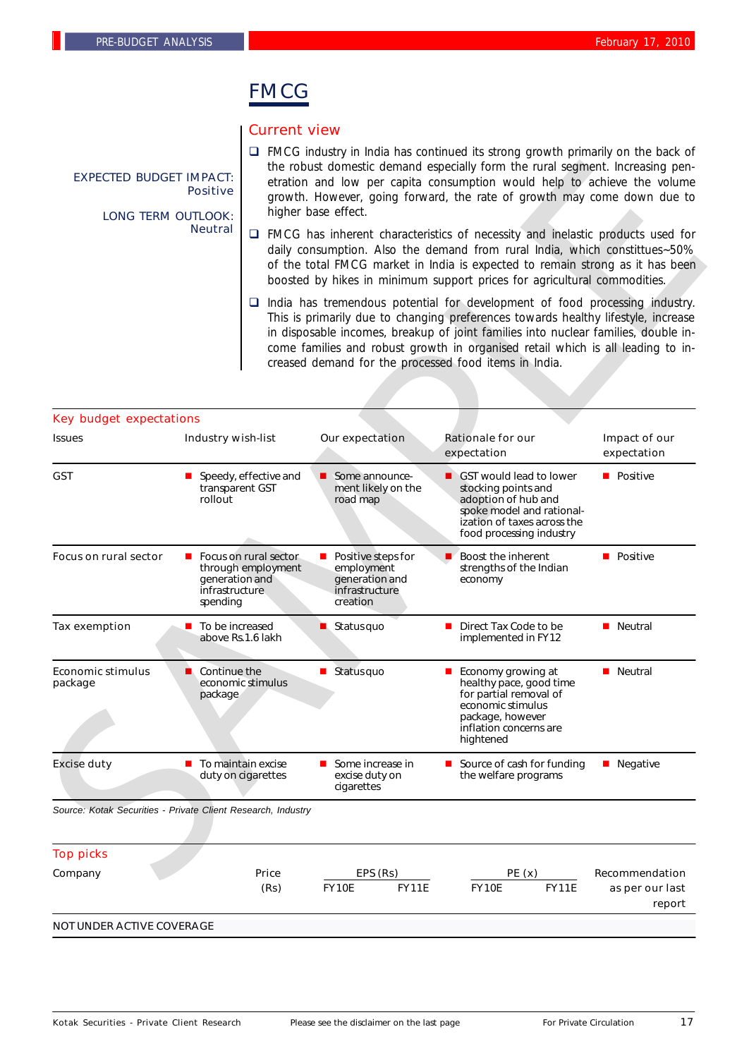# FMCG

EXPECTED BUDGET IMPACT: Positive

LONG TERM OUTLOOK: Neutral

## Current view

- FMCG industry in India has continued its strong growth primarily on the back of the robust domestic demand especially form the rural segment. Increasing penetration and low per capita consumption would help to achieve the volume growth. However, going forward, the rate of growth may come down due to higher base effect.
- FMCG has inherent characteristics of necessity and inelastic products used for daily consumption. Also the demand from rural India, which constitutes~50% of the total FMCG market in India is expected to remain strong as it has been boosted by hikes in minimum support prices for agricultural commodities.
- India has tremendous potential for development of food processing industry. This is primarily due to changing preferences towards healthy lifestyle, increase in disposable incomes, breakup of joint families into nuclear families, double income families and robust growth in organised retail which is all leading to increased demand for the processed food items in India.

## Key budget expectations

| Issues | Industry wish-list | Our expectation | Rationale for our expectation | Impact of our expectation |
|---|---|---|---|---|
| GST | Speedy, effective and transparent GST rollout | Some announcement likely on the road map | GST would lead to lower stocking points and adoption of hub and spoke model and rationalization of taxes across the food processing industry | Positive |
| Focus on rural sector | Focus on rural sector through employment generation and infrastructure spending | Positive steps for employment generation and infrastructure creation | Boost the inherent strengths of the Indian economy | Positive |
| Tax exemption | To be increased above Rs.1.6 lakh | Status quo | Direct Tax Code to be implemented in FY12 | Neutral |
| Economic stimulus package | Continue the economic stimulus package | Status quo | Economy growing at healthy pace, good time for partial removal of economic stimulus package, however inflation concerns are hightened | Neutral |
| Excise duty | To maintain excise duty on cigarettes | Some increase in excise duty on cigarettes | Source of cash for funding the welfare programs | Negative |

*Source: Kotak Securities - Private Client Research, Industry*

## Top picks

| Company | Price (Rs) | EPS (Rs) | | PE (x) | | Recommendation as per our last report |
|---|---|---|---|---|---|---|
| | | FY10E | FY11E | FY10E | FY11E | |
| NOT UNDER ACTIVE COVERAGE | | | | | | |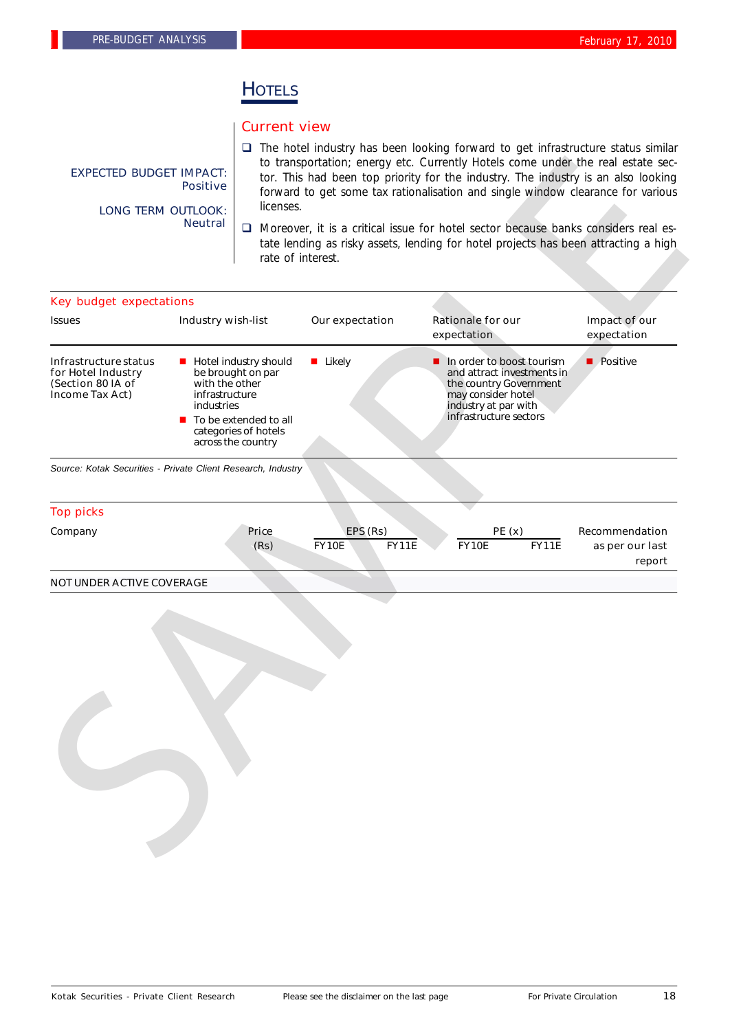# HOTELS

EXPECTED BUDGET IMPACT: Positive

LONG TERM OUTLOOK: Neutral

## Current view

- The hotel industry has been looking forward to get infrastructure status similar to transportation; energy etc. Currently Hotels come under the real estate sector. This had been top priority for the industry. The industry is an also looking forward to get some tax rationalisation and single window clearance for various licenses.
- Moreover, it is a critical issue for hotel sector because banks considers real estate lending as risky assets, lending for hotel projects has been attracting a high rate of interest.

## Key budget expectations

| Issues | Industry wish-list | Our expectation | Rationale for our expectation | Impact of our expectation |
|---|---|---|---|---|
| Infrastructure status for Hotel Industry (Section 80 IA of Income Tax Act) | ■ Hotel industry should be brought on par with the other infrastructure industries<br>■ To be extended to all categories of hotels across the country | ■ Likely | ■ In order to boost tourism and attract investments in the country Government may consider hotel industry at par with infrastructure sectors | ■ Positive |

*Source: Kotak Securities - Private Client Research, Industry*

## Top picks

| Company | Price (Rs) | EPS (Rs) | | PE (x) | | Recommendation as per our last report |
|---|---|---|---|---|---|---|
| | | FY10E | FY11E | FY10E | FY11E | |
| NOT UNDER ACTIVE COVERAGE | | | | | | |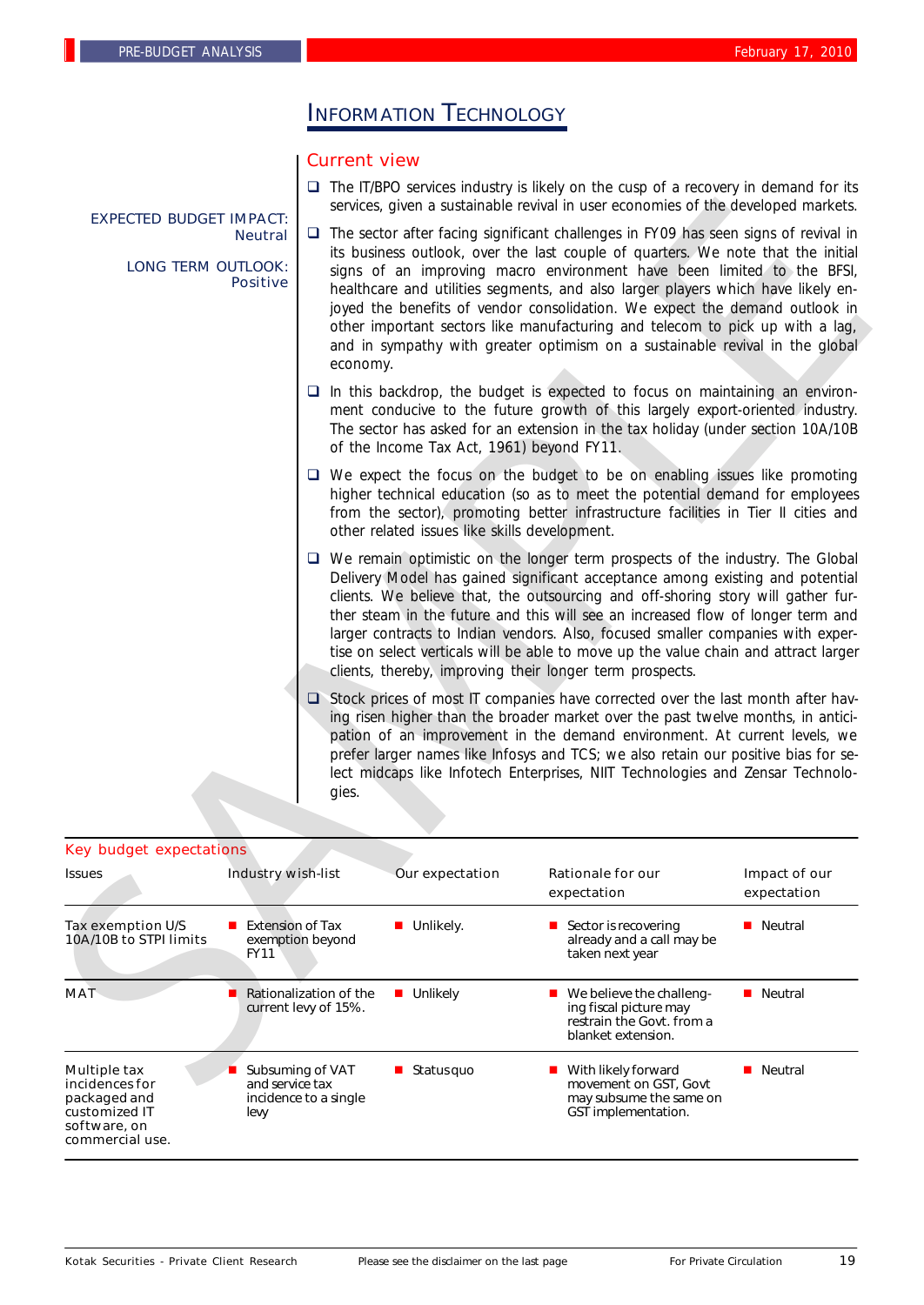# INFORMATION TECHNOLOGY

EXPECTED BUDGET IMPACT: Neutral

LONG TERM OUTLOOK: Positive

## Current view

- The IT/BPO services industry is likely on the cusp of a recovery in demand for its services, given a sustainable revival in user economies of the developed markets.
- The sector after facing significant challenges in FY09 has seen signs of revival in its business outlook, over the last couple of quarters. We note that the initial signs of an improving macro environment have been limited to the BFSI, healthcare and utilities segments, and also larger players which have likely enjoyed the benefits of vendor consolidation. We expect the demand outlook in other important sectors like manufacturing and telecom to pick up with a lag, and in sympathy with greater optimism on a sustainable revival in the global economy.
- In this backdrop, the budget is expected to focus on maintaining an environment conducive to the future growth of this largely export-oriented industry. The sector has asked for an extension in the tax holiday (under section 10A/10B of the Income Tax Act, 1961) beyond FY11.
- We expect the focus on the budget to be on enabling issues like promoting higher technical education (so as to meet the potential demand for employees from the sector), promoting better infrastructure facilities in Tier II cities and other related issues like skills development.
- We remain optimistic on the longer term prospects of the industry. The Global Delivery Model has gained significant acceptance among existing and potential clients. We believe that, the outsourcing and off-shoring story will gather further steam in the future and this will see an increased flow of longer term and larger contracts to Indian vendors. Also, focused smaller companies with expertise on select verticals will be able to move up the value chain and attract larger clients, thereby, improving their longer term prospects.
- Stock prices of most IT companies have corrected over the last month after having risen higher than the broader market over the past twelve months, in anticipation of an improvement in the demand environment. At current levels, we prefer larger names like Infosys and TCS; we also retain our positive bias for select midcaps like Infotech Enterprises, NIIT Technologies and Zensar Technologies.

## Key budget expectations

| Issues | Industry wish-list | Our expectation | Rationale for our expectation | Impact of our expectation |
|---|---|---|---|---|
| Tax exemption U/S 10A/10B to STPI limits | Extension of Tax exemption beyond FY11 | Unlikely. | Sector is recovering already and a call may be taken next year | Neutral |
| MAT | Rationalization of the current levy of 15%. | Unlikely | We believe the challenging fiscal picture may restrain the Govt. from a blanket extension. | Neutral |
| Multiple tax incidences for packaged and customized IT software, on commercial use. | Subsuming of VAT and service tax incidence to a single levy | Status quo | With likely forward movement on GST, Govt may subsume the same on GST implementation. | Neutral |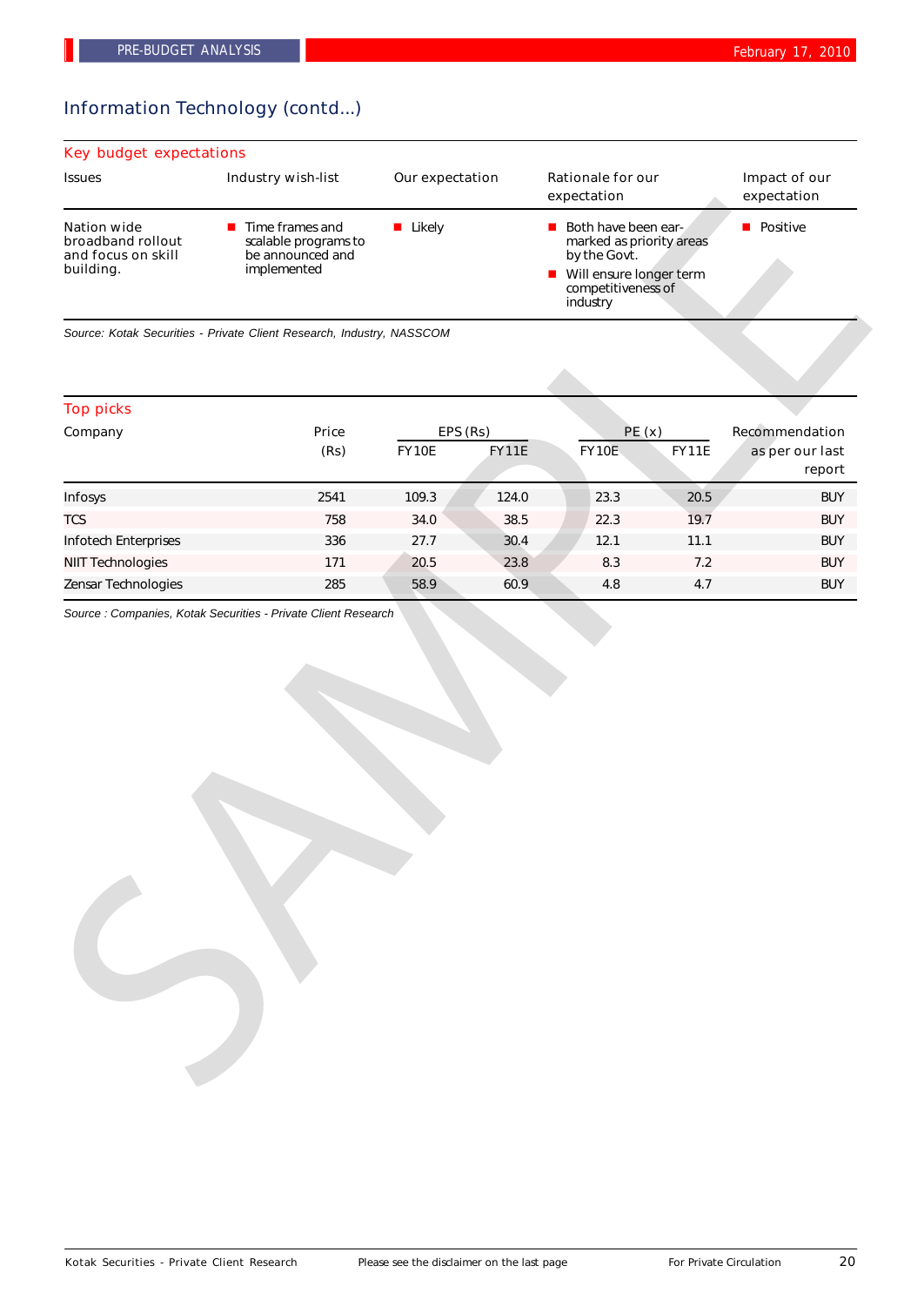## Information Technology (contd...)

### Key budget expectations

| Issues | Industry wish-list | Our expectation | Rationale for our expectation | Impact of our expectation |
|---|---|---|---|---|
| Nation wide broadband rollout and focus on skill building. | Time frames and scalable programs to be announced and implemented | Likely | Both have been ear-marked as priority areas by the Govt.<br>Will ensure longer term competitiveness of industry | Positive |

*Source: Kotak Securities - Private Client Research, Industry, NASSCOM*

### Top picks

| Company | Price (Rs) | EPS (Rs) | | PE (x) | | Recommendation as per our last report |
|---|---|---|---|---|---|---|
| | | FY10E | FY11E | FY10E | FY11E | |
| Infosys | 2541 | 109.3 | 124.0 | 23.3 | 20.5 | BUY |
| TCS | 758 | 34.0 | 38.5 | 22.3 | 19.7 | BUY |
| Infotech Enterprises | 336 | 27.7 | 30.4 | 12.1 | 11.1 | BUY |
| NIIT Technologies | 171 | 20.5 | 23.8 | 8.3 | 7.2 | BUY |
| Zensar Technologies | 285 | 58.9 | 60.9 | 4.8 | 4.7 | BUY |

*Source : Companies, Kotak Securities - Private Client Research*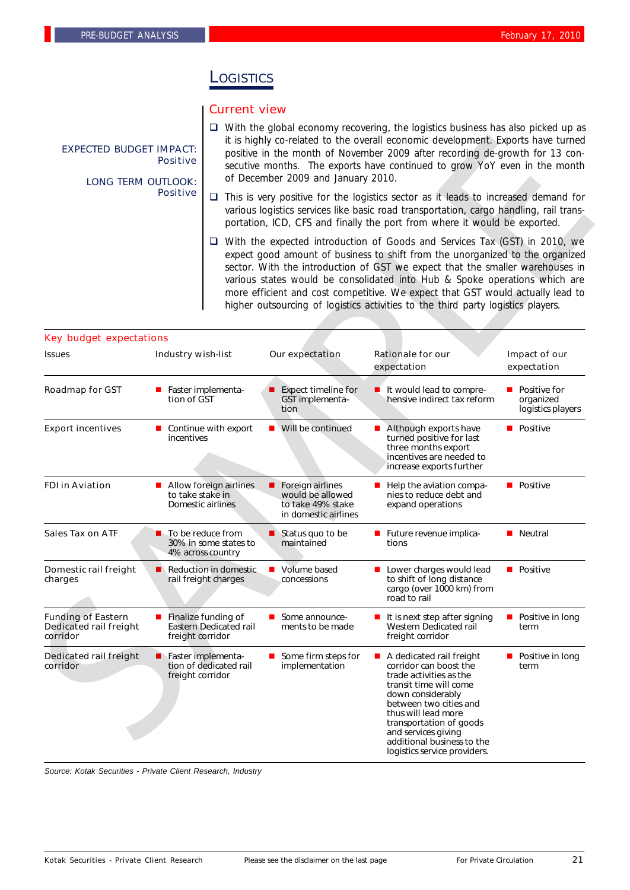# LOGISTICS

EXPECTED BUDGET IMPACT: Positive

LONG TERM OUTLOOK: Positive

## Current view

- With the global economy recovering, the logistics business has also picked up as it is highly co-related to the overall economic development. Exports have turned positive in the month of November 2009 after recording de-growth for 13 consecutive months. The exports have continued to grow YoY even in the month of December 2009 and January 2010.
- This is very positive for the logistics sector as it leads to increased demand for various logistics services like basic road transportation, cargo handling, rail transportation, ICD, CFS and finally the port from where it would be exported.
- With the expected introduction of Goods and Services Tax (GST) in 2010, we expect good amount of business to shift from the unorganized to the organized sector. With the introduction of GST we expect that the smaller warehouses in various states would be consolidated into Hub & Spoke operations which are more efficient and cost competitive. We expect that GST would actually lead to higher outsourcing of logistics activities to the third party logistics players.

## Key budget expectations

| Issues | Industry wish-list | Our expectation | Rationale for our expectation | Impact of our expectation |
|---|---|---|---|---|
| Roadmap for GST | Faster implementation of GST | Expect timeline for GST implementation | It would lead to comprehensive indirect tax reform | Positive for organized logistics players |
| Export incentives | Continue with export incentives | Will be continued | Although exports have turned positive for last three months export incentives are needed to increase exports further | Positive |
| FDI in Aviation | Allow foreign airlines to take stake in Domestic airlines | Foreign airlines would be allowed to take 49% stake in domestic airlines | Help the aviation companies to reduce debt and expand operations | Positive |
| Sales Tax on ATF | To be reduce from 30% in some states to 4% across country | Status quo to be maintained | Future revenue implications | Neutral |
| Domestic rail freight charges | Reduction in domestic rail freight charges | Volume based concessions | Lower charges would lead to shift of long distance cargo (over 1000 km) from road to rail | Positive |
| Funding of Eastern Dedicated rail freight corridor | Finalize funding of Eastern Dedicated rail freight corridor | Some announcements to be made | It is next step after signing Western Dedicated rail freight corridor | Positive in long term |
| Dedicated rail freight corridor | Faster implementation of dedicated rail freight corridor | Some firm steps for implementation | A dedicated rail freight corridor can boost the trade activities as the transit time will come down considerably between two cities and thus will lead more transportation of goods and services giving additional business to the logistics service providers. | Positive in long term |

*Source: Kotak Securities - Private Client Research, Industry*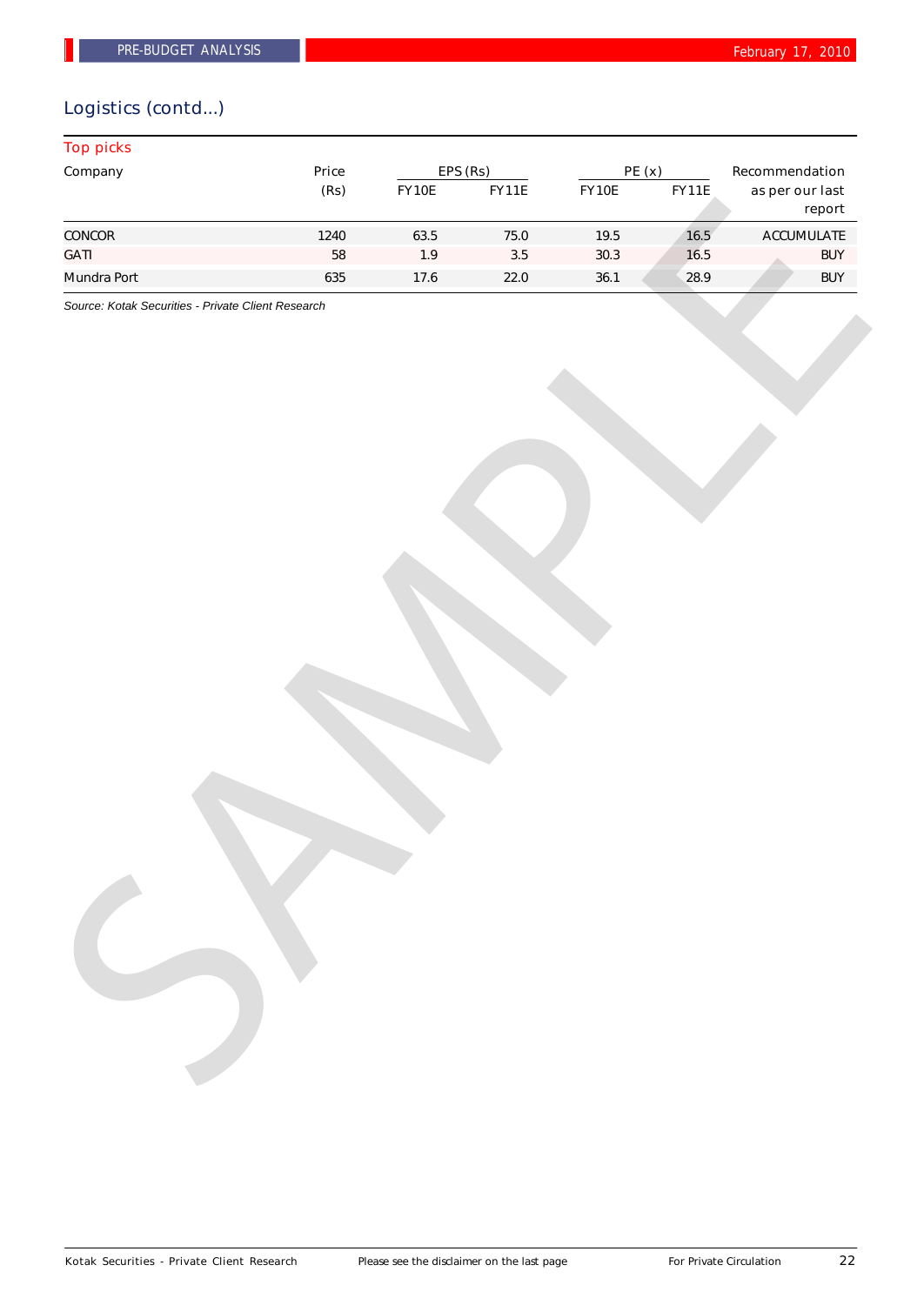## Logistics (contd...)

### Top picks

| Company | Price | EPS (Rs) | | PE (x) | | Recommendation |
|---|---|---|---|---|---|---|
| | (Rs) | FY10E | FY11E | FY10E | FY11E | as per our last report |
| CONCOR | 1240 | 63.5 | 75.0 | 19.5 | 16.5 | ACCUMULATE |
| GATI | 58 | 1.9 | 3.5 | 30.3 | 16.5 | BUY |
| Mundra Port | 635 | 17.6 | 22.0 | 36.1 | 28.9 | BUY |

*Source: Kotak Securities - Private Client Research*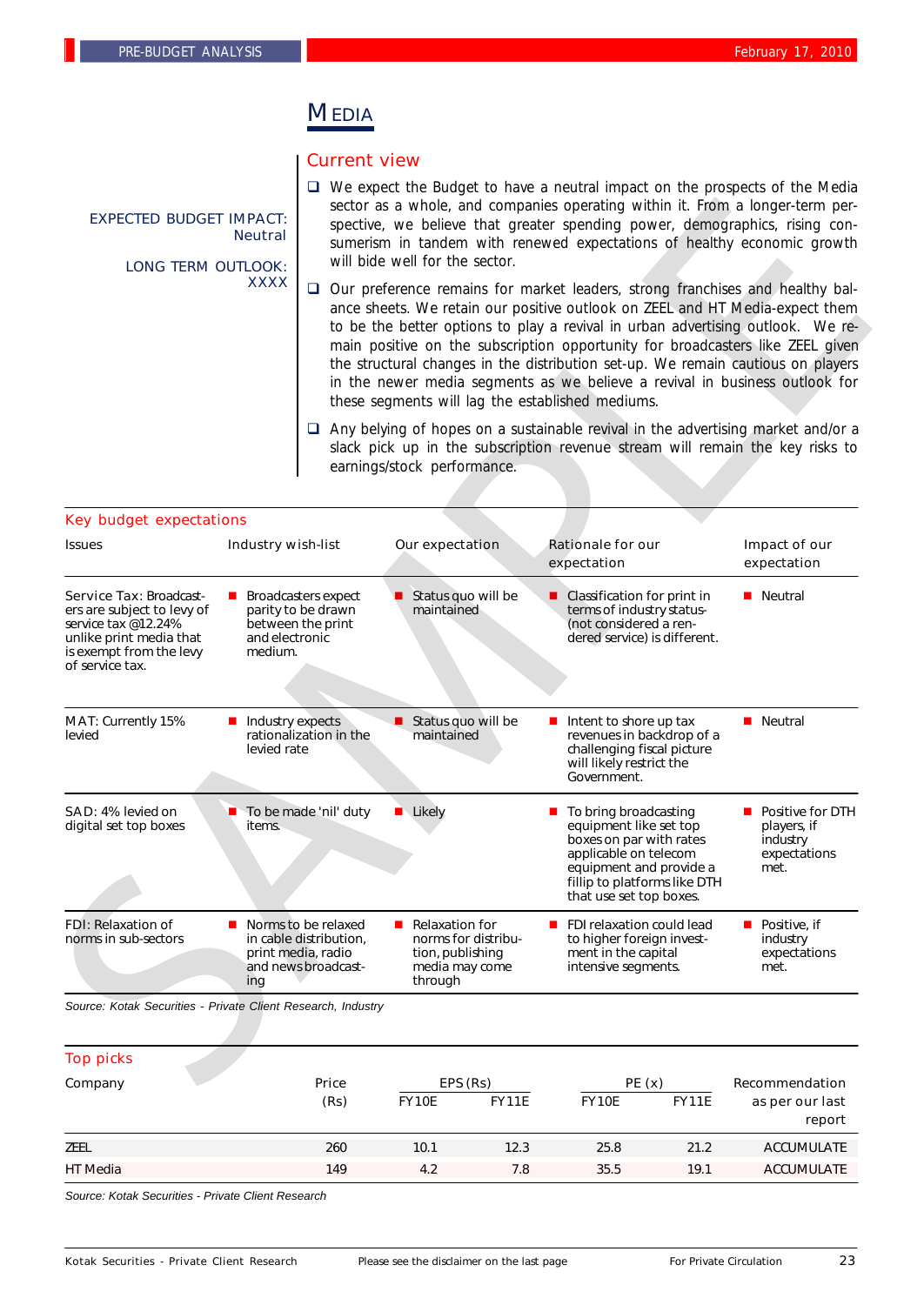# MEDIA

EXPECTED BUDGET IMPACT: Neutral

LONG TERM OUTLOOK: XXXX

## Current view

- We expect the Budget to have a neutral impact on the prospects of the Media sector as a whole, and companies operating within it. From a longer-term perspective, we believe that greater spending power, demographics, rising consumerism in tandem with renewed expectations of healthy economic growth will bide well for the sector.
- Our preference remains for market leaders, strong franchises and healthy balance sheets. We retain our positive outlook on ZEEL and HT Media-expect them to be the better options to play a revival in urban advertising outlook. We remain positive on the subscription opportunity for broadcasters like ZEEL given the structural changes in the distribution set-up. We remain cautious on players in the newer media segments as we believe a revival in business outlook for these segments will lag the established mediums.
- Any belying of hopes on a sustainable revival in the advertising market and/or a slack pick up in the subscription revenue stream will remain the key risks to earnings/stock performance.

## Key budget expectations

| Issues | Industry wish-list | Our expectation | Rationale for our expectation | Impact of our expectation |
|---|---|---|---|---|
| Service Tax: Broadcasters are subject to levy of service tax @12.24% unlike print media that is exempt from the levy of service tax. | Broadcasters expect parity to be drawn between the print and electronic medium. | Status quo will be maintained | Classification for print in terms of industry status-(not considered a rendered service) is different. | Neutral |
| MAT: Currently 15% levied | Industry expects rationalization in the levied rate | Status quo will be maintained | Intent to shore up tax revenues in backdrop of a challenging fiscal picture will likely restrict the Government. | Neutral |
| SAD: 4% levied on digital set top boxes | To be made 'nil' duty items. | Likely | To bring broadcasting equipment like set top boxes on par with rates applicable on telecom equipment and provide a fillip to platforms like DTH that use set top boxes. | Positive for DTH players, if industry expectations met. |
| FDI: Relaxation of norms in sub-sectors | Norms to be relaxed in cable distribution, print media, radio and news broadcasting | Relaxation for norms for distribution, publishing media may come through | FDI relaxation could lead to higher foreign investment in the capital intensive segments. | Positive, if industry expectations met. |

*Source: Kotak Securities - Private Client Research, Industry*

## Top picks

| Company | Price (Rs) | EPS (Rs) | | PE (x) | | Recommendation as per our last report |
|---|---|---|---|---|---|---|
| | | FY10E | FY11E | FY10E | FY11E | |
| ZEEL | 260 | 10.1 | 12.3 | 25.8 | 21.2 | ACCUMULATE |
| HT Media | 149 | 4.2 | 7.8 | 35.5 | 19.1 | ACCUMULATE |

*Source: Kotak Securities - Private Client Research*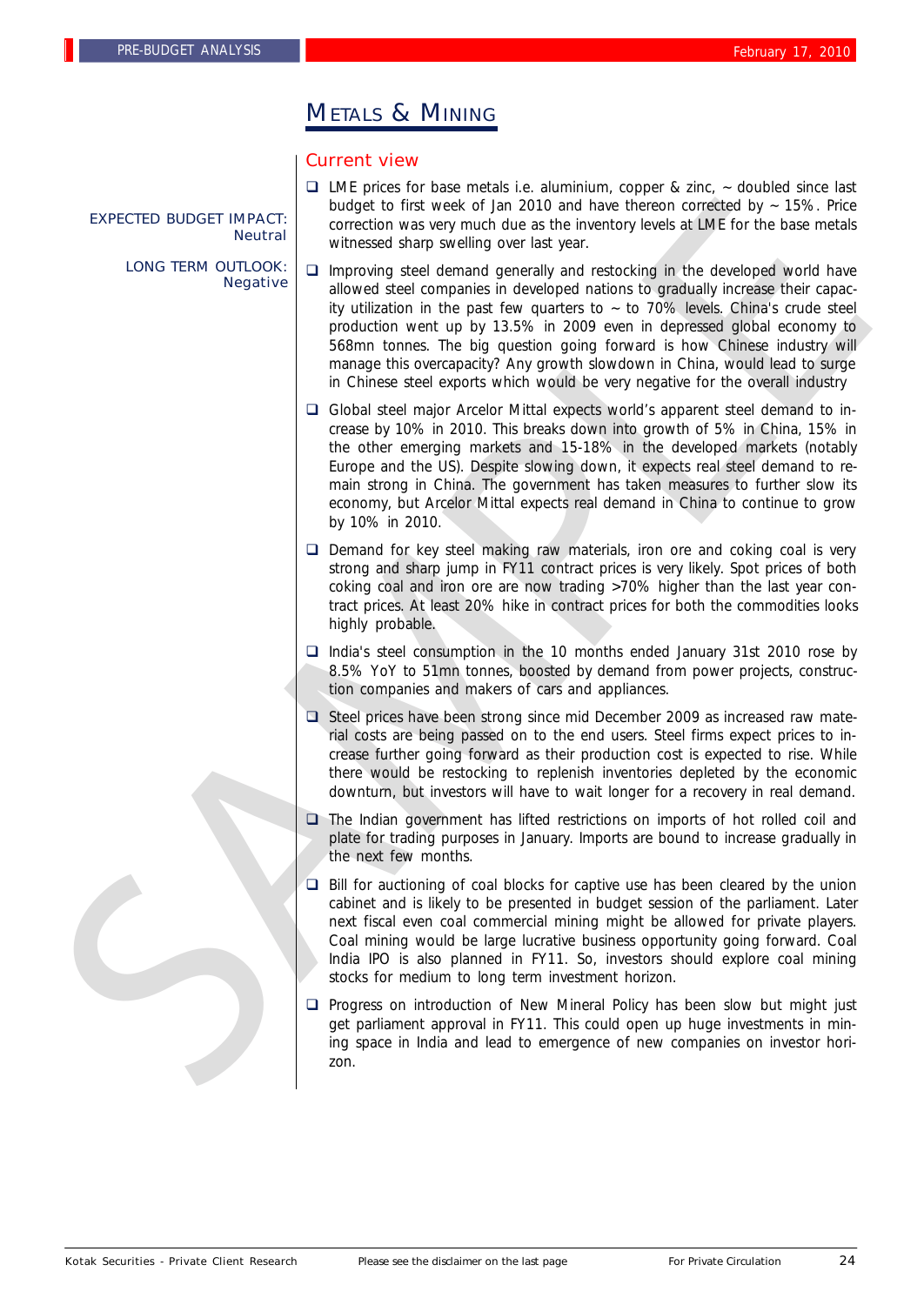# METALS & MINING

EXPECTED BUDGET IMPACT: Neutral

LONG TERM OUTLOOK: Negative

## Current view

- LME prices for base metals i.e. aluminium, copper & zinc, ~ doubled since last budget to first week of Jan 2010 and have thereon corrected by ~ 15%. Price correction was very much due as the inventory levels at LME for the base metals witnessed sharp swelling over last year.
- Improving steel demand generally and restocking in the developed world have allowed steel companies in developed nations to gradually increase their capacity utilization in the past few quarters to ~ to 70% levels. China's crude steel production went up by 13.5% in 2009 even in depressed global economy to 568mn tonnes. The big question going forward is how Chinese industry will manage this overcapacity? Any growth slowdown in China, would lead to surge in Chinese steel exports which would be very negative for the overall industry
- Global steel major Arcelor Mittal expects world's apparent steel demand to increase by 10% in 2010. This breaks down into growth of 5% in China, 15% in the other emerging markets and 15-18% in the developed markets (notably Europe and the US). Despite slowing down, it expects real steel demand to remain strong in China. The government has taken measures to further slow its economy, but Arcelor Mittal expects real demand in China to continue to grow by 10% in 2010.
- Demand for key steel making raw materials, iron ore and coking coal is very strong and sharp jump in FY11 contract prices is very likely. Spot prices of both coking coal and iron ore are now trading >70% higher than the last year contract prices. At least 20% hike in contract prices for both the commodities looks highly probable.
- India's steel consumption in the 10 months ended January 31st 2010 rose by 8.5% YoY to 51mn tonnes, boosted by demand from power projects, construction companies and makers of cars and appliances.
- Steel prices have been strong since mid December 2009 as increased raw material costs are being passed on to the end users. Steel firms expect prices to increase further going forward as their production cost is expected to rise. While there would be restocking to replenish inventories depleted by the economic downturn, but investors will have to wait longer for a recovery in real demand.
- The Indian government has lifted restrictions on imports of hot rolled coil and plate for trading purposes in January. Imports are bound to increase gradually in the next few months.
- Bill for auctioning of coal blocks for captive use has been cleared by the union cabinet and is likely to be presented in budget session of the parliament. Later next fiscal even coal commercial mining might be allowed for private players. Coal mining would be large lucrative business opportunity going forward. Coal India IPO is also planned in FY11. So, investors should explore coal mining stocks for medium to long term investment horizon.
- Progress on introduction of New Mineral Policy has been slow but might just get parliament approval in FY11. This could open up huge investments in mining space in India and lead to emergence of new companies on investor horizon.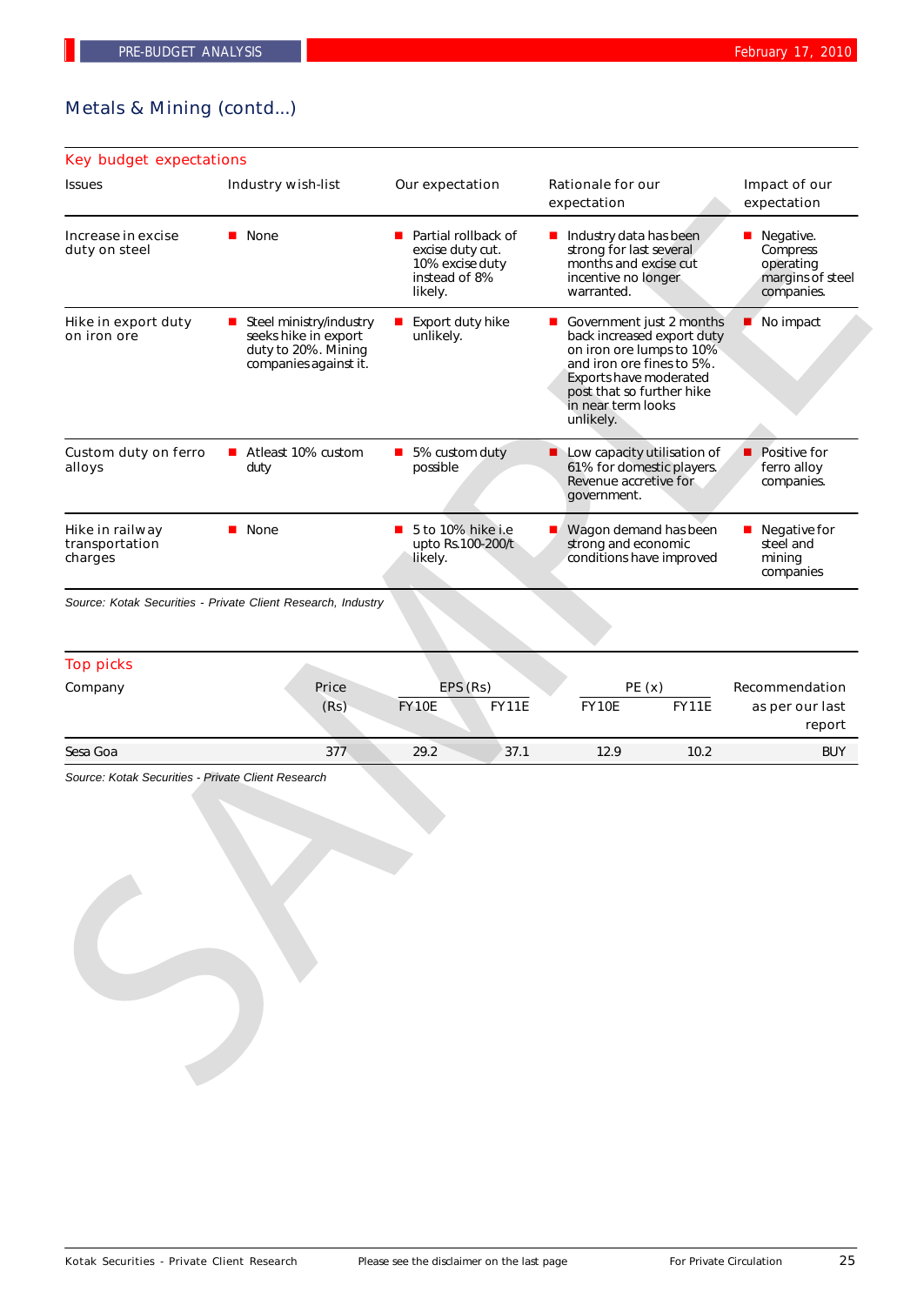## Metals & Mining (contd...)

### Key budget expectations

| Issues | Industry wish-list | Our expectation | Rationale for our expectation | Impact of our expectation |
|---|---|---|---|---|
| Increase in excise duty on steel | None | Partial rollback of excise duty cut. 10% excise duty instead of 8% likely. | Industry data has been strong for last several months and excise cut incentive no longer warranted. | Negative. Compress operating margins of steel companies. |
| Hike in export duty on iron ore | Steel ministry/industry seeks hike in export duty to 20%. Mining companies against it. | Export duty hike unlikely. | Government just 2 months back increased export duty on iron ore lumps to 10% and iron ore fines to 5%. Exports have moderated post that so further hike in near term looks unlikely. | No impact |
| Custom duty on ferro alloys | Atleast 10% custom duty | 5% custom duty possible | Low capacity utilisation of 61% for domestic players. Revenue accretive for government. | Positive for ferro alloy companies. |
| Hike in railway transportation charges | None | 5 to 10% hike i.e upto Rs.100-200/t likely. | Wagon demand has been strong and economic conditions have improved | Negative for steel and mining companies |

*Source: Kotak Securities - Private Client Research, Industry*

### Top picks

| Company | Price (Rs) | EPS (Rs) | | PE (x) | | Recommendation as per our last report |
|---|---|---|---|---|---|---|
| | | FY10E | FY11E | FY10E | FY11E | |
| Sesa Goa | 377 | 29.2 | 37.1 | 12.9 | 10.2 | BUY |

*Source: Kotak Securities - Private Client Research*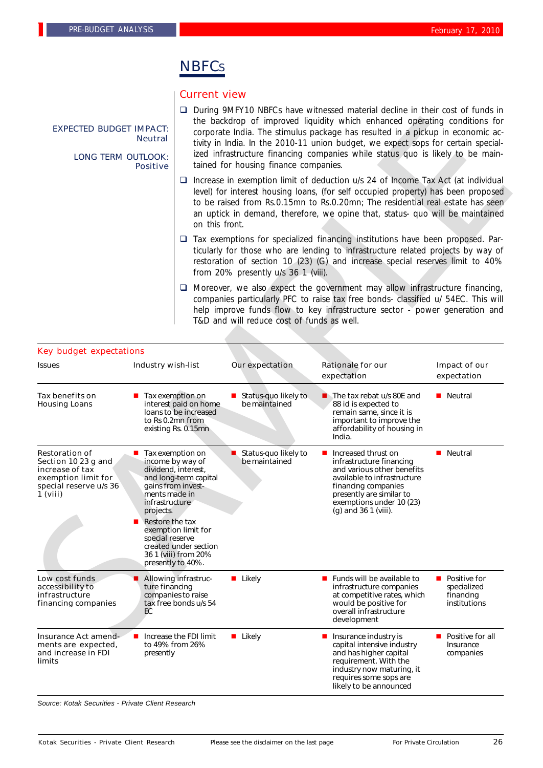# NBFCs

EXPECTED BUDGET IMPACT: Neutral

LONG TERM OUTLOOK: Positive

## Current view

- During 9MFY10 NBFCs have witnessed material decline in their cost of funds in the backdrop of improved liquidity which enhanced operating conditions for corporate India. The stimulus package has resulted in a pickup in economic activity in India. In the 2010-11 union budget, we expect sops for certain specialized infrastructure financing companies while status quo is likely to be maintained for housing finance companies.
- Increase in exemption limit of deduction u/s 24 of Income Tax Act (at individual level) for interest housing loans, (for self occupied property) has been proposed to be raised from Rs.0.15mn to Rs.0.20mn; The residential real estate has seen an uptick in demand, therefore, we opine that, status- quo will be maintained on this front.
- Tax exemptions for specialized financing institutions have been proposed. Particularly for those who are lending to infrastructure related projects by way of restoration of section 10 (23) (G) and increase special reserves limit to 40% from 20% presently u/s 36 1 (viii).
- Moreover, we also expect the government may allow infrastructure financing, companies particularly PFC to raise tax free bonds- classified u/ 54EC. This will help improve funds flow to key infrastructure sector - power generation and T&D and will reduce cost of funds as well.

## Key budget expectations

| Issues | Industry wish-list | Our expectation | Rationale for our expectation | Impact of our expectation |
|---|---|---|---|---|
| Tax benefits on Housing Loans | ■ Tax exemption on interest paid on home loans to be increased to Rs 0.2mn from existing Rs. 0.15mn | ■ Status-quo likely to be maintained | ■ The tax rebat u/s 80E and 88 id is expected to remain same, since it is important to improve the affordability of housing in India. | ■ Neutral |
| Restoration of Section 10 23 g and increase of tax exemption limit for special reserve u/s 36 1 (viii) | ■ Tax exemption on income by way of dividend, interest, and long-term capital gains from investments made in infrastructure projects. ■ Restore the tax exemption limit for special reserve created under section 36 1 (viii) from 20% presently to 40%. | ■ Status-quo likely to be maintained | ■ Increased thrust on infrastructure financing and various other benefits available to infrastructure financing companies presently are similar to exemptions under 10 (23) (g) and 36 1 (viii). | ■ Neutral |
| Low cost funds accessibility to infrastructure financing companies | ■ Allowing infrastructure financing companies to raise tax free bonds u/s 54 EC | ■ Likely | ■ Funds will be available to infrastructure companies at competitive rates, which would be positive for overall infrastructure development | ■ Positive for specialized financing institutions |
| Insurance Act amendments are expected, and increase in FDI limits | ■ Increase the FDI limit to 49% from 26% presently | ■ Likely | ■ Insurance industry is capital intensive industry and has higher capital requirement. With the industry now maturing, it requires some sops are likely to be announced | ■ Positive for all Insurance companies |

*Source: Kotak Securities - Private Client Research*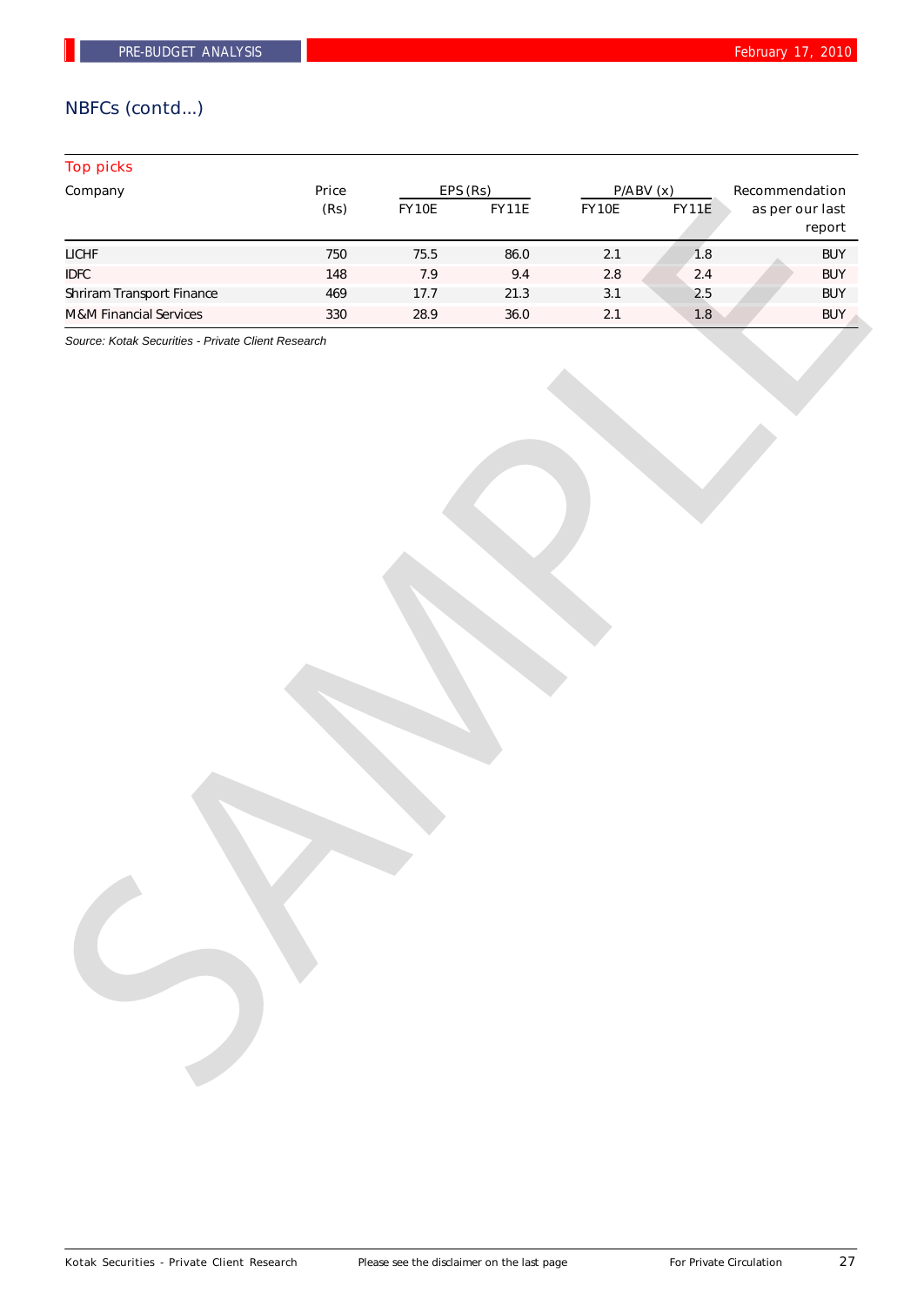## NBFCs (contd...)

### Top picks

| Company | Price (Rs) | EPS (Rs) | | P/ABV (x) | | Recommendation as per our last report |
|---|---|---|---|---|---|---|
| | | FY10E | FY11E | FY10E | FY11E | |
| LICHF | 750 | 75.5 | 86.0 | 2.1 | 1.8 | BUY |
| IDFC | 148 | 7.9 | 9.4 | 2.8 | 2.4 | BUY |
| Shriram Transport Finance | 469 | 17.7 | 21.3 | 3.1 | 2.5 | BUY |
| M&M Financial Services | 330 | 28.9 | 36.0 | 2.1 | 1.8 | BUY |

*Source: Kotak Securities - Private Client Research*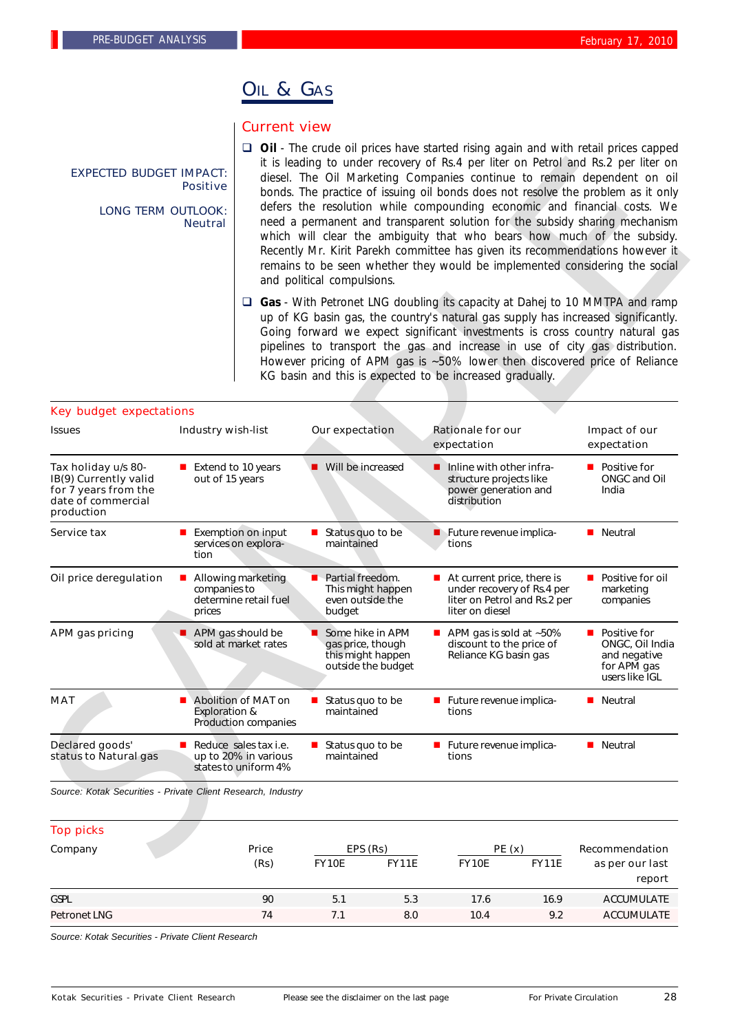# Oil & Gas

EXPECTED BUDGET IMPACT: Positive

LONG TERM OUTLOOK: Neutral

## Current view

- **Oil** - The crude oil prices have started rising again and with retail prices capped it is leading to under recovery of Rs.4 per liter on Petrol and Rs.2 per liter on diesel. The Oil Marketing Companies continue to remain dependent on oil bonds. The practice of issuing oil bonds does not resolve the problem as it only defers the resolution while compounding economic and financial costs. We need a permanent and transparent solution for the subsidy sharing mechanism which will clear the ambiguity that who bears how much of the subsidy. Recently Mr. Kirit Parekh committee has given its recommendations however it remains to be seen whether they would be implemented considering the social and political compulsions.
- **Gas** - With Petronet LNG doubling its capacity at Dahej to 10 MMTPA and ramp up of KG basin gas, the country's natural gas supply has increased significantly. Going forward we expect significant investments is cross country natural gas pipelines to transport the gas and increase in use of city gas distribution. However pricing of APM gas is ~50% lower then discovered price of Reliance KG basin and this is expected to be increased gradually.

## Key budget expectations

| Issues | Industry wish-list | Our expectation | Rationale for our expectation | Impact of our expectation |
|---|---|---|---|---|
| Tax holiday u/s 80-IB(9) Currently valid for 7 years from the date of commercial production | Extend to 10 years out of 15 years | Will be increased | Inline with other infra-structure projects like power generation and distribution | Positive for ONGC and Oil India |
| Service tax | Exemption on input services on exploration | Status quo to be maintained | Future revenue implications | Neutral |
| Oil price deregulation | Allowing marketing companies to determine retail fuel prices | Partial freedom. This might happen even outside the budget | At current price, there is under recovery of Rs.4 per liter on Petrol and Rs.2 per liter on diesel | Positive for oil marketing companies |
| APM gas pricing | APM gas should be sold at market rates | Some hike in APM gas price, though this might happen outside the budget | APM gas is sold at ~50% discount to the price of Reliance KG basin gas | Positive for ONGC, Oil India and negative for APM gas users like IGL |
| MAT | Abolition of MAT on Exploration & Production companies | Status quo to be maintained | Future revenue implications | Neutral |
| Declared goods' status to Natural gas | Reduce sales tax i.e. up to 20% in various states to uniform 4% | Status quo to be maintained | Future revenue implications | Neutral |

*Source: Kotak Securities - Private Client Research, Industry*

## Top picks

| Company | Price (Rs) | EPS (Rs) | | PE (x) | | Recommendation as per our last report |
|---|---|---|---|---|---|---|
| | | FY10E | FY11E | FY10E | FY11E | |
| GSPL | 90 | 5.1 | 5.3 | 17.6 | 16.9 | ACCUMULATE |
| Petronet LNG | 74 | 7.1 | 8.0 | 10.4 | 9.2 | ACCUMULATE |

*Source: Kotak Securities - Private Client Research*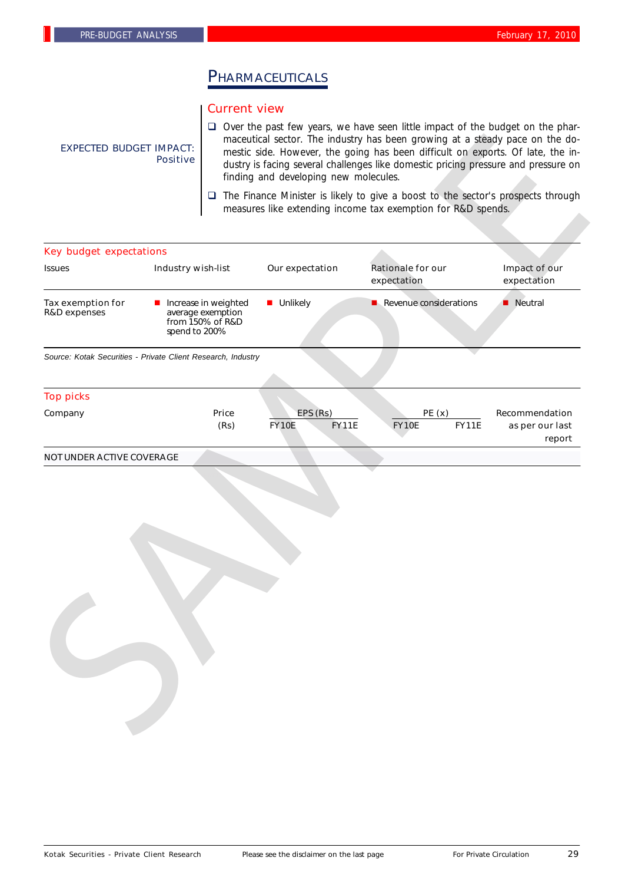# PHARMACEUTICALS

EXPECTED BUDGET IMPACT: Positive

## Current view

- Over the past few years, we have seen little impact of the budget on the pharmaceutical sector. The industry has been growing at a steady pace on the domestic side. However, the going has been difficult on exports. Of late, the industry is facing several challenges like domestic pricing pressure and pressure on finding and developing new molecules.
- The Finance Minister is likely to give a boost to the sector's prospects through measures like extending income tax exemption for R&D spends.

## Key budget expectations

| Issues | Industry wish-list | Our expectation | Rationale for our expectation | Impact of our expectation |
|---|---|---|---|---|
| Tax exemption for R&D expenses | Increase in weighted average exemption from 150% of R&D spend to 200% | Unlikely | Revenue considerations | Neutral |

*Source: Kotak Securities - Private Client Research, Industry*

## Top picks

| Company | Price (Rs) | EPS (Rs) | | PE (x) | | Recommendation as per our last report |
|---|---|---|---|---|---|---|
| | | FY10E | FY11E | FY10E | FY11E | |
| NOT UNDER ACTIVE COVERAGE | | | | | | |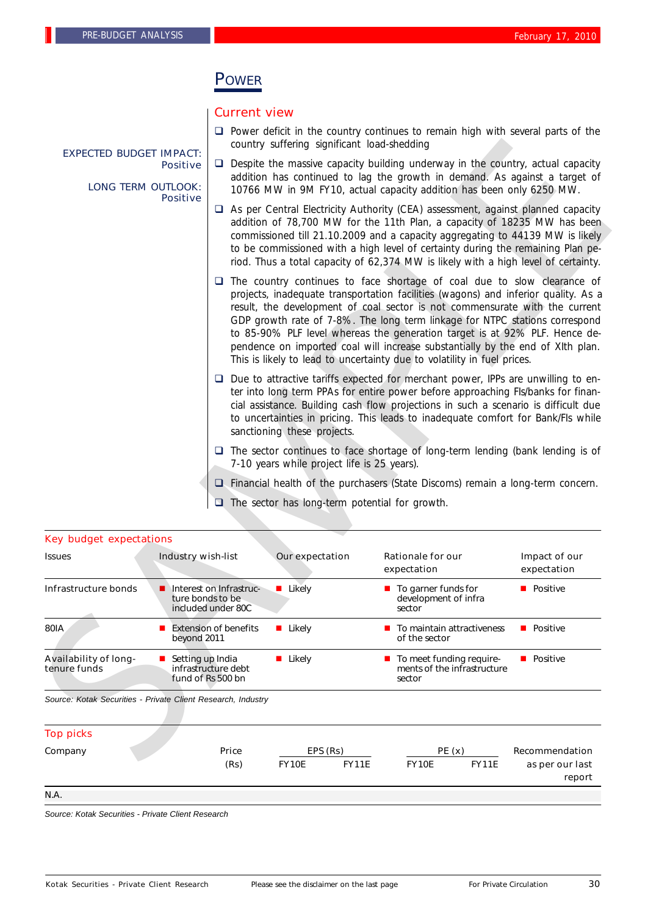# POWER

EXPECTED BUDGET IMPACT: Positive

LONG TERM OUTLOOK: Positive

## Current view

- Power deficit in the country continues to remain high with several parts of the country suffering significant load-shedding
- Despite the massive capacity building underway in the country, actual capacity addition has continued to lag the growth in demand. As against a target of 10766 MW in 9M FY10, actual capacity addition has been only 6250 MW.
- As per Central Electricity Authority (CEA) assessment, against planned capacity addition of 78,700 MW for the 11th Plan, a capacity of 18235 MW has been commissioned till 21.10.2009 and a capacity aggregating to 44139 MW is likely to be commissioned with a high level of certainty during the remaining Plan period. Thus a total capacity of 62,374 MW is likely with a high level of certainty.
- The country continues to face shortage of coal due to slow clearance of projects, inadequate transportation facilities (wagons) and inferior quality. As a result, the development of coal sector is not commensurate with the current GDP growth rate of 7-8%. The long term linkage for NTPC stations correspond to 85-90% PLF level whereas the generation target is at 92% PLF. Hence dependence on imported coal will increase substantially by the end of XIth plan. This is likely to lead to uncertainty due to volatility in fuel prices.
- Due to attractive tariffs expected for merchant power, IPPs are unwilling to enter into long term PPAs for entire power before approaching FIs/banks for financial assistance. Building cash flow projections in such a scenario is difficult due to uncertainties in pricing. This leads to inadequate comfort for Bank/FIs while sanctioning these projects.
- The sector continues to face shortage of long-term lending (bank lending is of 7-10 years while project life is 25 years).
- Financial health of the purchasers (State Discoms) remain a long-term concern.
- The sector has long-term potential for growth.

## Key budget expectations

| Issues | Industry wish-list | Our expectation | Rationale for our expectation | Impact of our expectation |
|---|---|---|---|---|
| Infrastructure bonds | Interest on Infrastructure bonds to be included under 80C | Likely | To garner funds for development of infra sector | Positive |
| 80IA | Extension of benefits beyond 2011 | Likely | To maintain attractiveness of the sector | Positive |
| Availability of long-tenure funds | Setting up India infrastructure debt fund of Rs 500 bn | Likely | To meet funding requirements of the infrastructure sector | Positive |

*Source: Kotak Securities - Private Client Research, Industry*

## Top picks

| Company | Price (Rs) | EPS (Rs) | | PE (x) | | Recommendation as per our last report |
|---|---|---|---|---|---|---|
| | | FY10E | FY11E | FY10E | FY11E | |
| N.A. | | | | | | |

*Source: Kotak Securities - Private Client Research*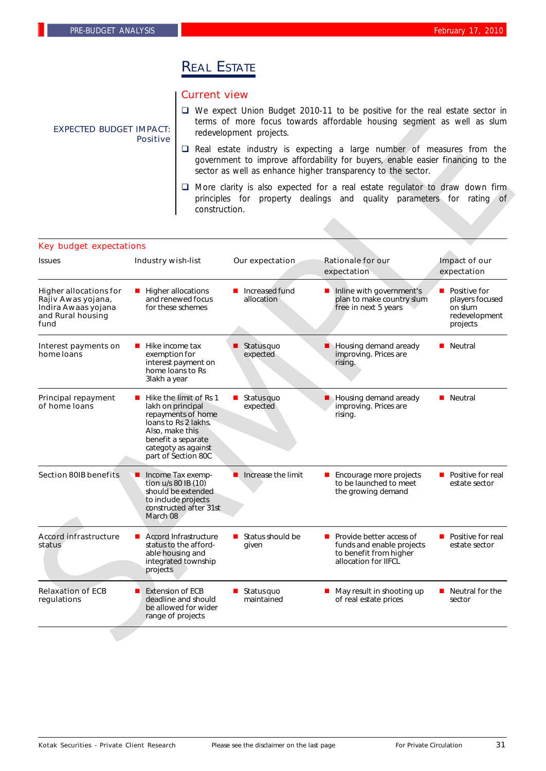# Real Estate

**EXPECTED BUDGET IMPACT:** Positive

## Current view

- We expect Union Budget 2010-11 to be positive for the real estate sector in terms of more focus towards affordable housing segment as well as slum redevelopment projects.
- Real estate industry is expecting a large number of measures from the government to improve affordability for buyers, enable easier financing to the sector as well as enhance higher transparency to the sector.
- More clarity is also expected for a real estate regulator to draw down firm principles for property dealings and quality parameters for rating of construction.

## Key budget expectations

| Issues | Industry wish-list | Our expectation | Rationale for our expectation | Impact of our expectation |
|---|---|---|---|---|
| Higher allocations for Rajiv Awas yojana, Indira Awaas yojana and Rural housing fund | Higher allocations and renewed focus for these schemes | Increased fund allocation | Inline with government's plan to make country slum free in next 5 years | Positive for players focused on slum redevelopment projects |
| Interest payments on home loans | Hike income tax exemption for interest payment on home loans to Rs 3lakh a year | Status quo expected | Housing demand aready improving. Prices are rising. | Neutral |
| Principal repayment of home loans | Hike the limit of Rs 1 lakh on principal repayments of home loans to Rs 2 lakhs. Also, make this benefit a separate categoty as against part of Section 80C | Status quo expected | Housing demand aready improving. Prices are rising. | Neutral |
| Section 80IB benefits | Income Tax exemption u/s 80 IB (10) should be extended to include projects constructed after 31st March 08 | Increase the limit | Encourage more projects to be launched to meet the growing demand | Positive for real estate sector |
| Accord infrastructure status | Accord Infrastructure status to the affordable housing and integrated township projects | Status should be given | Provide better access of funds and enable projects to benefit from higher allocation for IIFCL | Positive for real estate sector |
| Relaxation of ECB regulations | Extension of ECB deadline and should be allowed for wider range of projects | Status quo maintained | May result in shooting up of real estate prices | Neutral for the sector |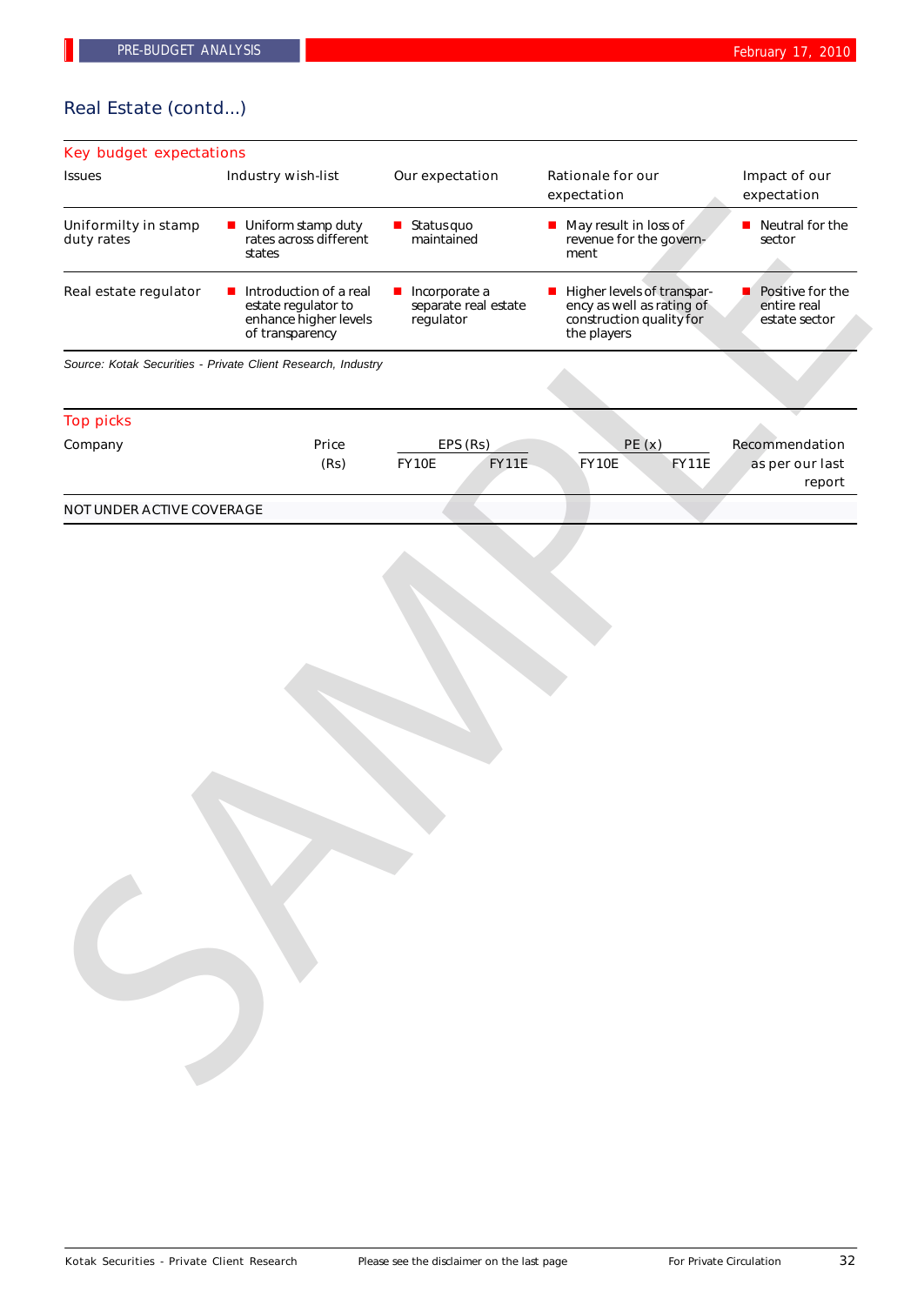## Real Estate (contd...)

### Key budget expectations

| Issues | Industry wish-list | Our expectation | Rationale for our expectation | Impact of our expectation |
|---|---|---|---|---|
| Uniformilty in stamp duty rates | Uniform stamp duty rates across different states | Status quo maintained | May result in loss of revenue for the government | Neutral for the sector |
| Real estate regulator | Introduction of a real estate regulator to enhance higher levels of transparency | Incorporate a separate real estate regulator | Higher levels of transparency as well as rating of construction quality for the players | Positive for the entire real estate sector |

*Source: Kotak Securities - Private Client Research, Industry*

### Top picks

| Company | Price (Rs) | EPS (Rs) | | PE (x) | | Recommendation as per our last report |
|---|---|---|---|---|---|---|
| | | FY10E | FY11E | FY10E | FY11E | |
| NOT UNDER ACTIVE COVERAGE | | | | | | |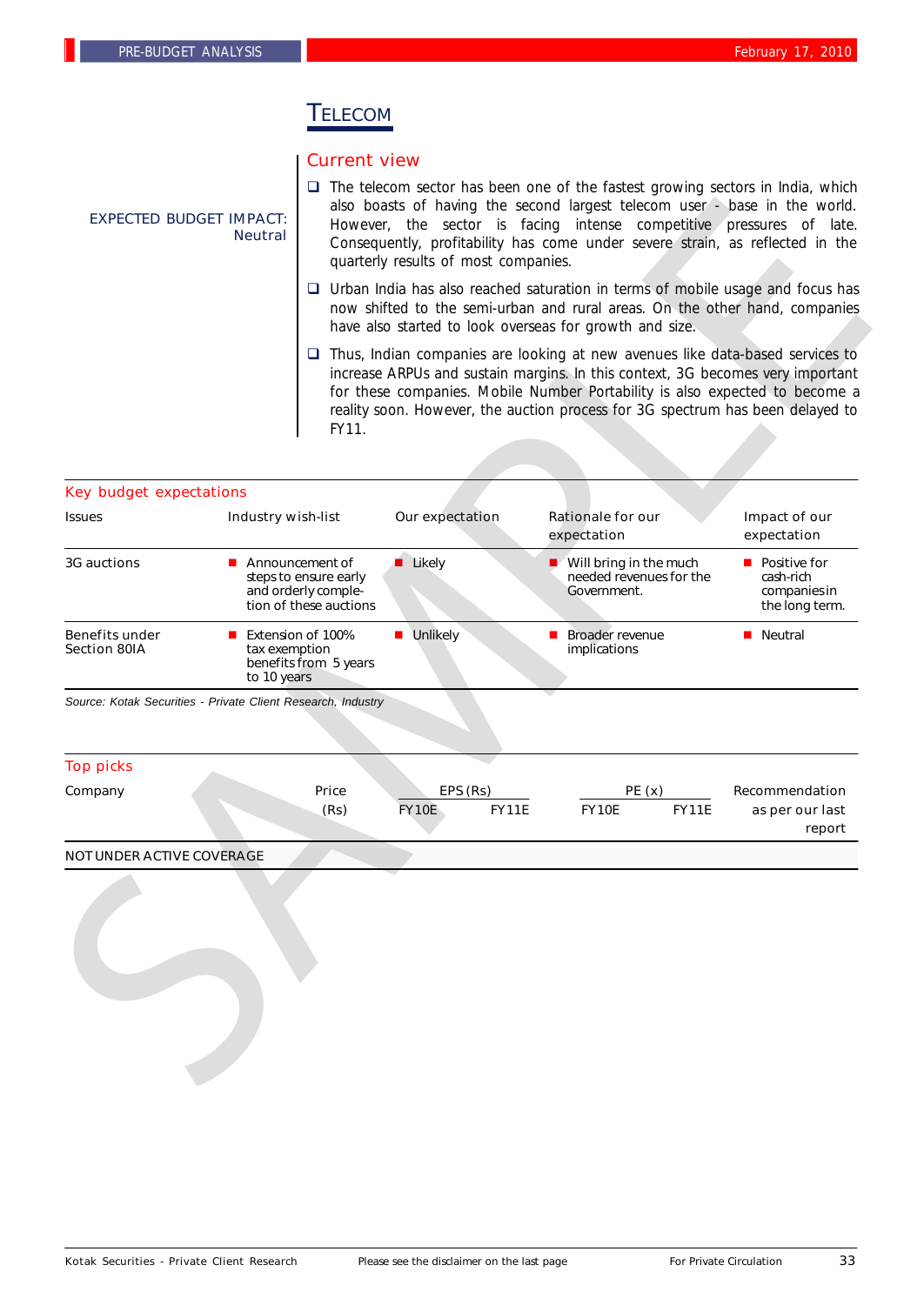# TELECOM

EXPECTED BUDGET IMPACT: Neutral

## Current view

- The telecom sector has been one of the fastest growing sectors in India, which also boasts of having the second largest telecom user - base in the world. However, the sector is facing intense competitive pressures of late. Consequently, profitability has come under severe strain, as reflected in the quarterly results of most companies.
- Urban India has also reached saturation in terms of mobile usage and focus has now shifted to the semi-urban and rural areas. On the other hand, companies have also started to look overseas for growth and size.
- Thus, Indian companies are looking at new avenues like data-based services to increase ARPUs and sustain margins. In this context, 3G becomes very important for these companies. Mobile Number Portability is also expected to become a reality soon. However, the auction process for 3G spectrum has been delayed to FY11.

## Key budget expectations

| Issues | Industry wish-list | Our expectation | Rationale for our expectation | Impact of our expectation |
|---|---|---|---|---|
| 3G auctions | Announcement of steps to ensure early and orderly completion of these auctions | Likely | Will bring in the much needed revenues for the Government. | Positive for cash-rich companies in the long term. |
| Benefits under Section 80IA | Extension of 100% tax exemption benefits from 5 years to 10 years | Unlikely | Broader revenue implications | Neutral |

*Source: Kotak Securities - Private Client Research, Industry*

## Top picks

| Company | Price (Rs) | EPS (Rs) FY10E | EPS (Rs) FY11E | PE (x) FY10E | PE (x) FY11E | Recommendation as per our last report |
|---|---|---|---|---|---|---|
| NOT UNDER ACTIVE COVERAGE | | | | | | |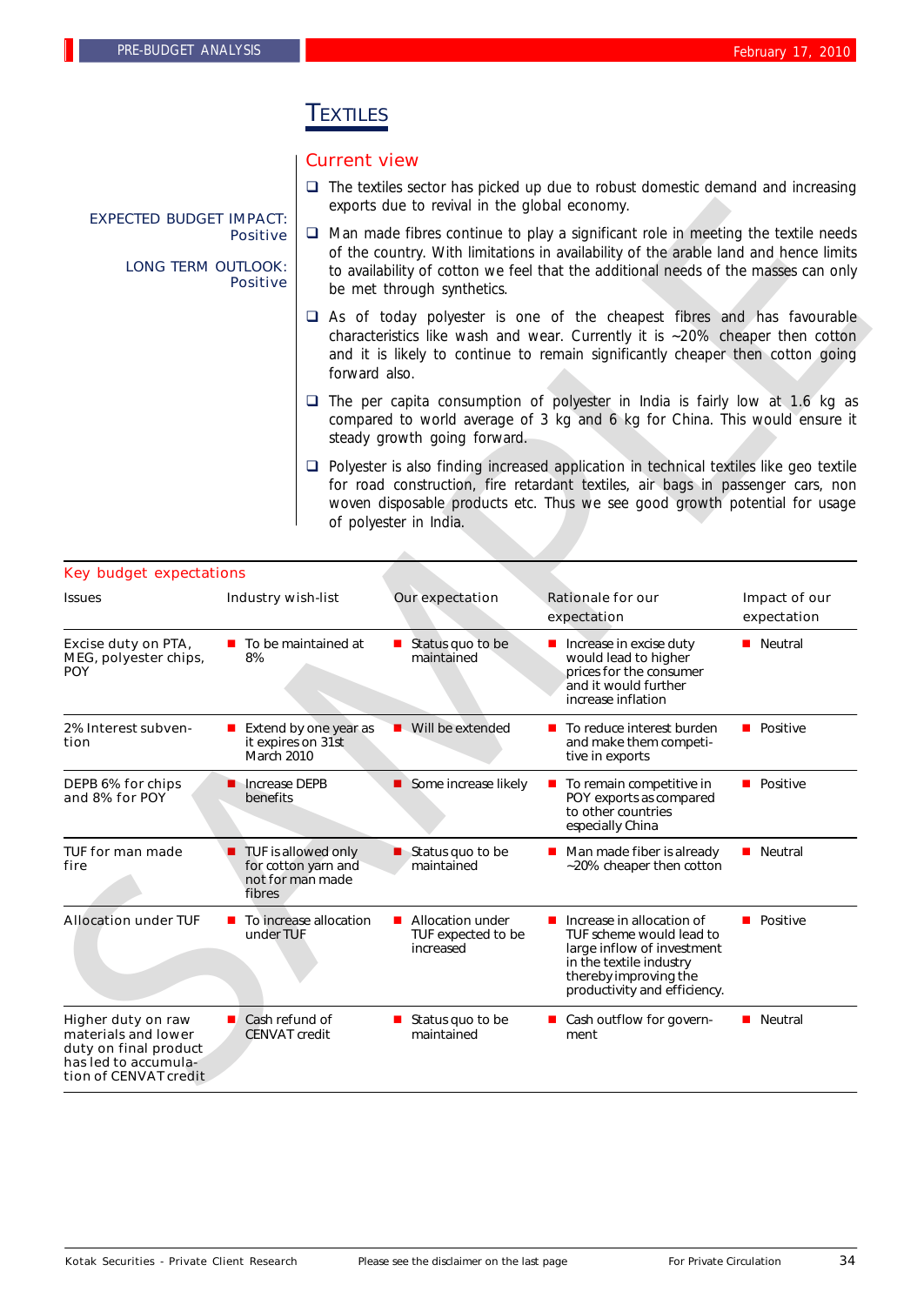# TEXTILES

EXPECTED BUDGET IMPACT: Positive

LONG TERM OUTLOOK: Positive

## Current view

- The textiles sector has picked up due to robust domestic demand and increasing exports due to revival in the global economy.
- Man made fibres continue to play a significant role in meeting the textile needs of the country. With limitations in availability of the arable land and hence limits to availability of cotton we feel that the additional needs of the masses can only be met through synthetics.
- As of today polyester is one of the cheapest fibres and has favourable characteristics like wash and wear. Currently it is ~20% cheaper then cotton and it is likely to continue to remain significantly cheaper then cotton going forward also.
- The per capita consumption of polyester in India is fairly low at 1.6 kg as compared to world average of 3 kg and 6 kg for China. This would ensure it steady growth going forward.
- Polyester is also finding increased application in technical textiles like geo textile for road construction, fire retardant textiles, air bags in passenger cars, non woven disposable products etc. Thus we see good growth potential for usage of polyester in India.

## Key budget expectations

| Issues | Industry wish-list | Our expectation | Rationale for our expectation | Impact of our expectation |
|---|---|---|---|---|
| Excise duty on PTA, MEG, polyester chips, POY | To be maintained at 8% | Status quo to be maintained | Increase in excise duty would lead to higher prices for the consumer and it would further increase inflation | Neutral |
| 2% Interest subvention | Extend by one year as it expires on 31st March 2010 | Will be extended | To reduce interest burden and make them competitive in exports | Positive |
| DEPB 6% for chips and 8% for POY | Increase DEPB benefits | Some increase likely | To remain competitive in POY exports as compared to other countries especially China | Positive |
| TUF for man made fire | TUF is allowed only for cotton yarn and not for man made fibres | Status quo to be maintained | Man made fiber is already ~20% cheaper then cotton | Neutral |
| Allocation under TUF | To increase allocation under TUF | Allocation under TUF expected to be increased | Increase in allocation of TUF scheme would lead to large inflow of investment in the textile industry thereby improving the productivity and efficiency. | Positive |
| Higher duty on raw materials and lower duty on final product has led to accumulation of CENVAT credit | Cash refund of CENVAT credit | Status quo to be maintained | Cash outflow for government | Neutral |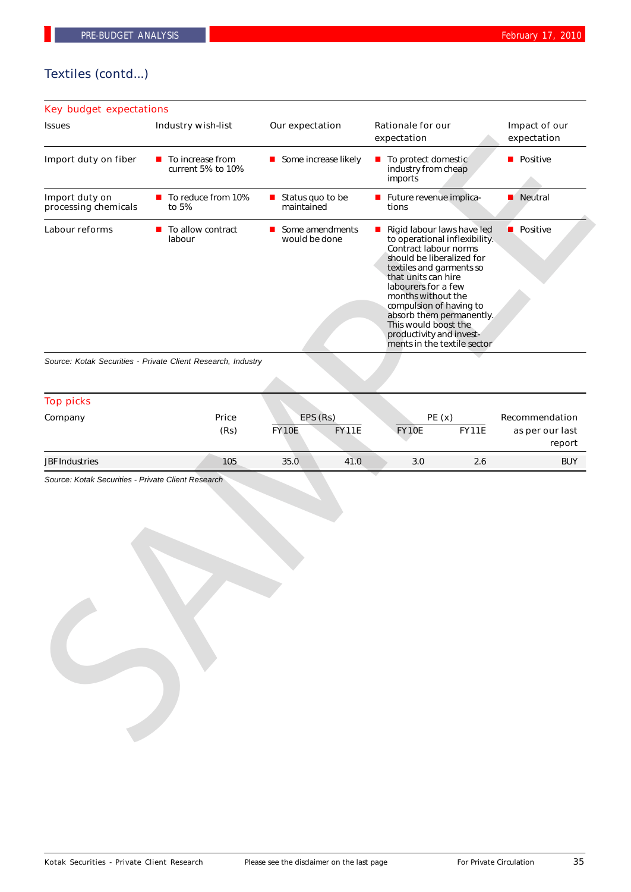# Textiles (contd...)

## Key budget expectations

| Issues | Industry wish-list | Our expectation | Rationale for our expectation | Impact of our expectation |
|---|---|---|---|---|
| Import duty on fiber | To increase from current 5% to 10% | Some increase likely | To protect domestic industry from cheap imports | Positive |
| Import duty on processing chemicals | To reduce from 10% to 5% | Status quo to be maintained | Future revenue implications | Neutral |
| Labour reforms | To allow contract labour | Some amendments would be done | Rigid labour laws have led to operational inflexibility. Contract labour norms should be liberalized for textiles and garments so that units can hire labourers for a few months without the compulsion of having to absorb them permanently. This would boost the productivity and investments in the textile sector | Positive |

*Source: Kotak Securities - Private Client Research, Industry*

## Top picks

| Company | Price (Rs) | EPS (Rs) | | PE (x) | | Recommendation as per our last report |
|---|---|---|---|---|---|---|
| | | FY10E | FY11E | FY10E | FY11E | |
| JBF Industries | 105 | 35.0 | 41.0 | 3.0 | 2.6 | BUY |

*Source: Kotak Securities - Private Client Research*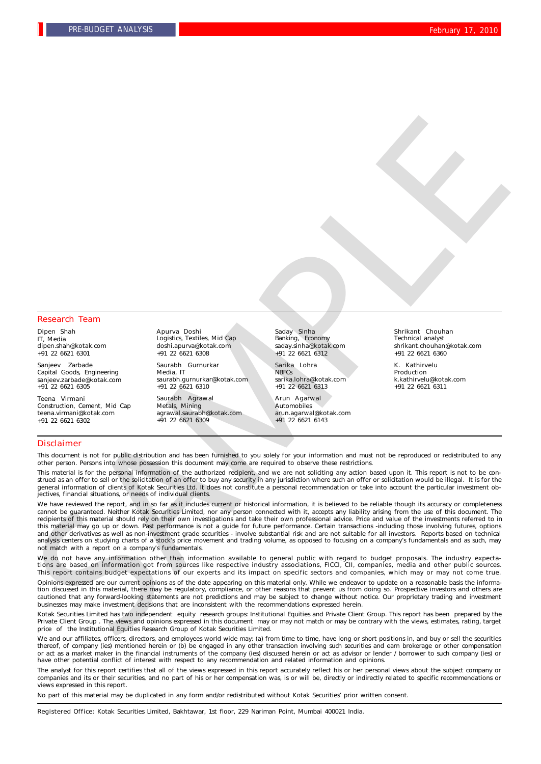## Research Team

Dipen Shah
IT, Media
dipen.shah@kotak.com
+91 22 6621 6301

Sanjeev Zarbade
Capital Goods, Engineering
sanjeev.zarbade@kotak.com
+91 22 6621 6305

Teena Virmani
Construction, Cement, Mid Cap
teena.virmani@kotak.com
+91 22 6621 6302

Apurva Doshi
Logistics, Textiles, Mid Cap
doshi.apurva@kotak.com
+91 22 6621 6308

Saurabh Gurnurkar
Media, IT
saurabh.gurnurkar@kotak.com
+91 22 6621 6310

Saurabh Agrawal
Metals, Mining
agrawal.saurabh@kotak.com
+91 22 6621 6309

Saday Sinha
Banking, Economy
saday.sinha@kotak.com
+91 22 6621 6312

Sarika Lohra
NBFCs
sarika.lohra@kotak.com
+91 22 6621 6313

Arun Agarwal
Automobiles
arun.agarwal@kotak.com
+91 22 6621 6143

Shrikant Chouhan
Technical analyst
shrikant.chouhan@kotak.com
+91 22 6621 6360

K. Kathirvelu
Production
k.kathirvelu@kotak.com
+91 22 6621 6311

## Disclaimer

This document is not for public distribution and has been furnished to you solely for your information and must not be reproduced or redistributed to any other person. Persons into whose possession this document may come are required to observe these restrictions.

This material is for the personal information of the authorized recipient, and we are not soliciting any action based upon it. This report is not to be construed as an offer to sell or the solicitation of an offer to buy any security in any jurisdiction where such an offer or solicitation would be illegal. It is for the general information of clients of Kotak Securities Ltd. It does not constitute a personal recommendation or take into account the particular investment objectives, financial situations, or needs of individual clients.

We have reviewed the report, and in so far as it includes current or historical information, it is believed to be reliable though its accuracy or completeness cannot be guaranteed. Neither Kotak Securities Limited, nor any person connected with it, accepts any liability arising from the use of this document. The recipients of this material should rely on their own investigations and take their own professional advice. Price and value of the investments referred to in this material may go up or down. Past performance is not a guide for future performance. Certain transactions -including those involving futures, options and other derivatives as well as non-investment grade securities - involve substantial risk and are not suitable for all investors. Reports based on technical analysis centers on studying charts of a stock's price movement and trading volume, as opposed to focusing on a company's fundamentals and as such, may not match with a report on a company's fundamentals.

We do not have any information other than information available to general public with regard to budget proposals. The industry expectations are based on information got from sources like respective industry associations, FICCI, CII, companies, media and other public sources. This report contains budget expectations of our experts and its impact on specific sectors and companies, which may or may not come true.

Opinions expressed are our current opinions as of the date appearing on this material only. While we endeavor to update on a reasonable basis the information discussed in this material, there may be regulatory, compliance, or other reasons that prevent us from doing so. Prospective investors and others are cautioned that any forward-looking statements are not predictions and may be subject to change without notice. Our proprietary trading and investment businesses may make investment decisions that are inconsistent with the recommendations expressed herein.

Kotak Securities Limited has two independent equity research groups: Institutional Equities and Private Client Group. This report has been prepared by the Private Client Group . The views and opinions expressed in this document may or may not match or may be contrary with the views, estimates, rating, target price of the Institutional Equities Research Group of Kotak Securities Limited.

We and our affiliates, officers, directors, and employees world wide may: (a) from time to time, have long or short positions in, and buy or sell the securities thereof, of company (ies) mentioned herein or (b) be engaged in any other transaction involving such securities and earn brokerage or other compensation or act as a market maker in the financial instruments of the company (ies) discussed herein or act as advisor or lender / borrower to such company (ies) or have other potential conflict of interest with respect to any recommendation and related information and opinions.

The analyst for this report certifies that all of the views expressed in this report accurately reflect his or her personal views about the subject company or companies and its or their securities, and no part of his or her compensation was, is or will be, directly or indirectly related to specific recommendations or views expressed in this report.

No part of this material may be duplicated in any form and/or redistributed without Kotak Securities' prior written consent.

Registered Office: Kotak Securities Limited, Bakhtawar, 1st floor, 229 Nariman Point, Mumbai 400021 India.